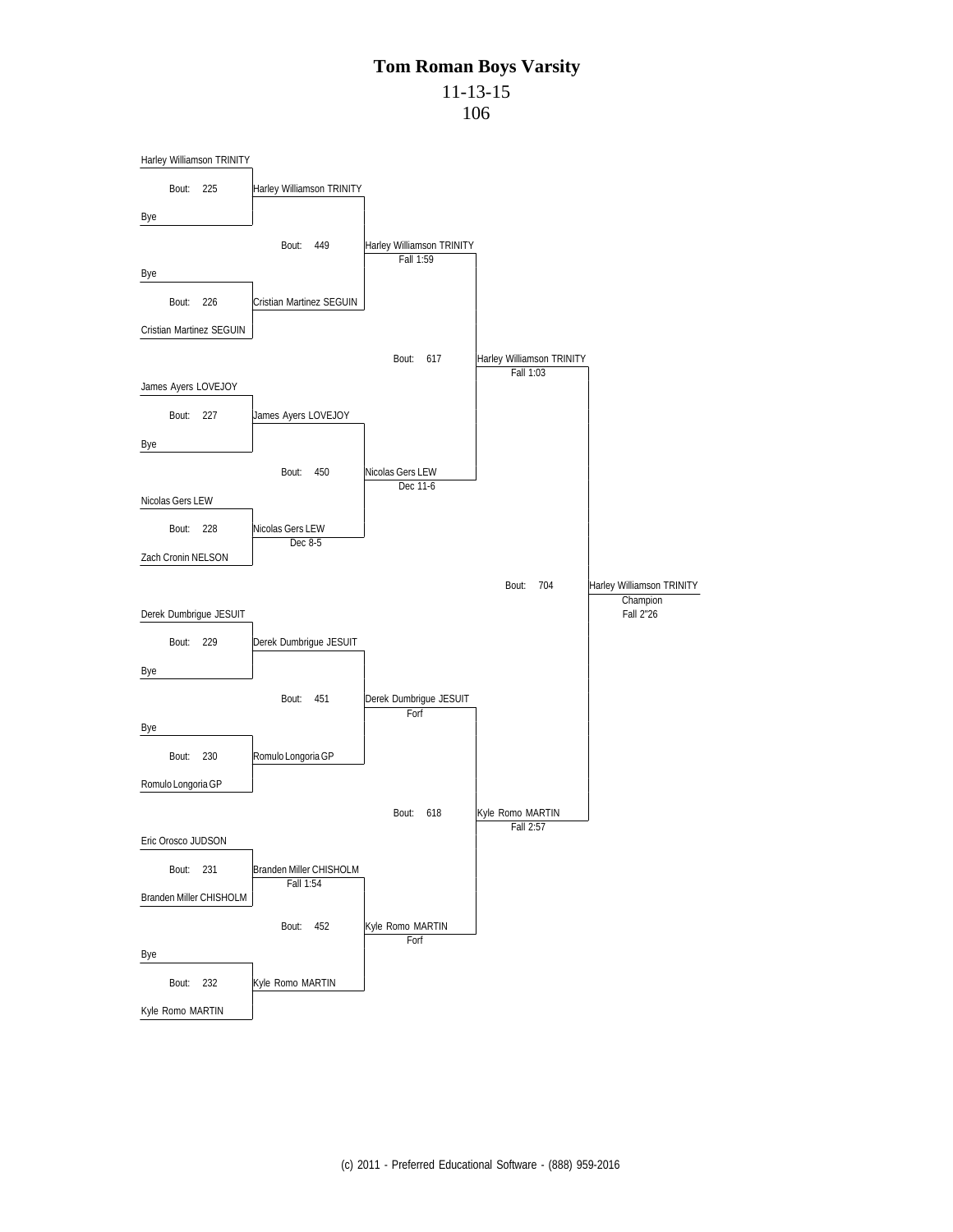# Tom Roman Boys Varsity

11-13-15

106

**First Round**

| Bout | Wrestler 1 | Wrestler 2 | Winner | Result |
|---|---|---|---|---|
| 225 | Harley Williamson TRINITY | Bye | Harley Williamson TRINITY | |
| 226 | Bye | Cristian Martinez SEGUIN | Cristian Martinez SEGUIN | |
| 227 | James Ayers LOVEJOY | Bye | James Ayers LOVEJOY | |
| 228 | Nicolas Gers LEW | Zach Cronin NELSON | Nicolas Gers LEW | Dec 8-5 |
| 229 | Derek Dumbrigue JESUIT | Bye | Derek Dumbrigue JESUIT | |
| 230 | Bye | Romulo Longoria GP | Romulo Longoria GP | |
| 231 | Eric Orosco JUDSON | Branden Miller CHISHOLM | Branden Miller CHISHOLM | Fall 1:54 |
| 232 | Bye | Kyle Romo MARTIN | Kyle Romo MARTIN | |

**Second Round**

| Bout | Winner | Result |
|---|---|---|
| 449 | Harley Williamson TRINITY | Fall 1:59 |
| 450 | Nicolas Gers LEW | Dec 11-6 |
| 451 | Derek Dumbrigue JESUIT | Forf |
| 452 | Kyle Romo MARTIN | Forf |

**Semifinals**

| Bout | Winner | Result |
|---|---|---|
| 617 | Harley Williamson TRINITY | Fall 1:03 |
| 618 | Kyle Romo MARTIN | Fall 2:57 |

**Final**

| Bout | Winner | Result |
|---|---|---|
| 704 | Harley Williamson TRINITY — Champion | Fall 2"26 |

(c) 2011 - Preferred Educational Software - (888) 959-2016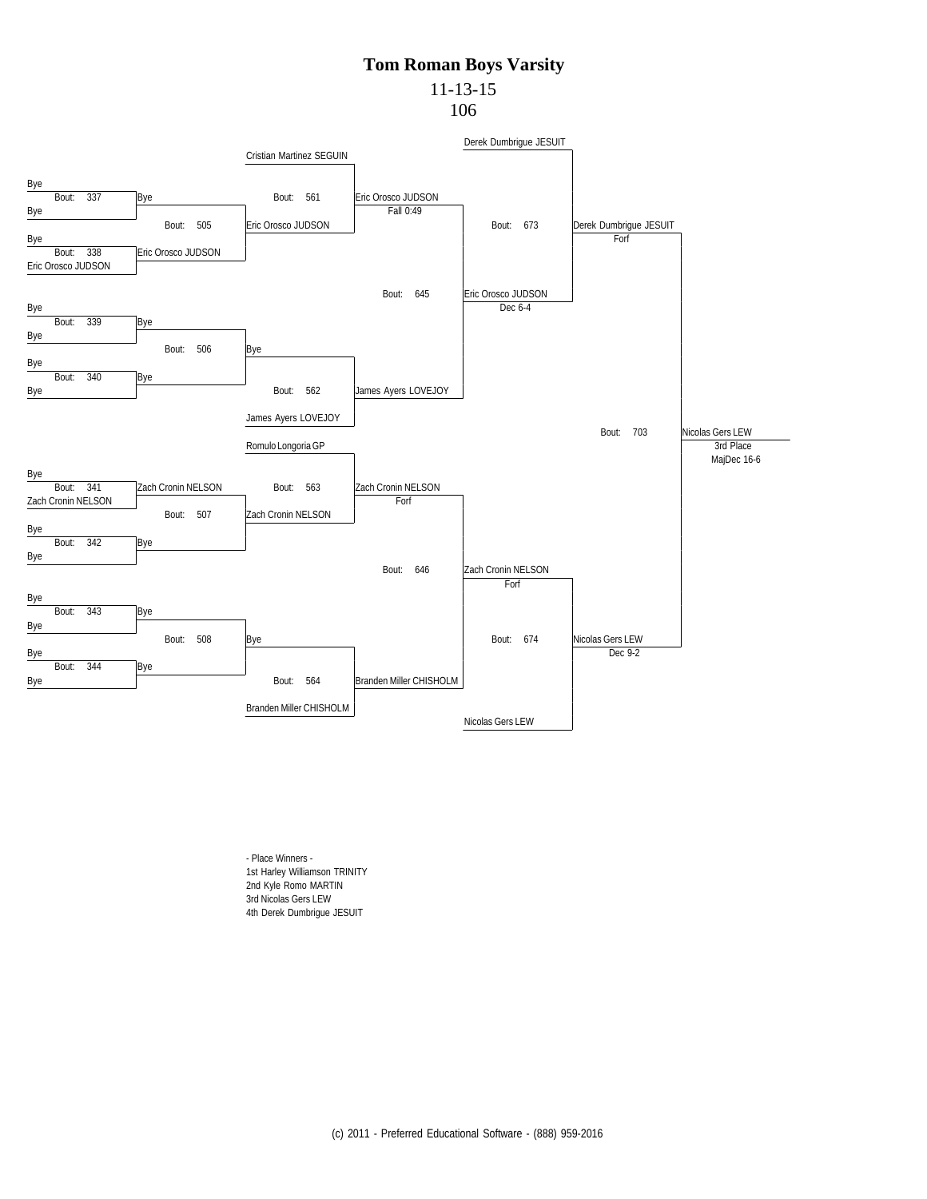# Tom Roman Boys Varsity

11-13-15

106

## Bracket

### First Round (Bouts 337–344)

- Bout: 337 — Bye vs Bye → Bye
- Bout: 338 — Bye vs Eric Orosco JUDSON → Eric Orosco JUDSON
- Bout: 339 — Bye vs Bye → Bye
- Bout: 340 — Bye vs Bye → Bye
- Bout: 341 — Bye vs Zach Cronin NELSON → Zach Cronin NELSON
- Bout: 342 — Bye vs Bye → Bye
- Bout: 343 — Bye vs Bye → Bye
- Bout: 344 — Bye vs Bye → Bye

### Second Round (Bouts 505–508)

- Bout: 505 — Bye vs Eric Orosco JUDSON → Eric Orosco JUDSON
- Bout: 506 — Bye vs Bye → Bye
- Bout: 507 — Zach Cronin NELSON vs Bye → Zach Cronin NELSON
- Bout: 508 — Bye vs Bye → Bye

### Third Round (Bouts 561–564)

- Bout: 561 — Cristian Martinez SEGUIN vs Eric Orosco JUDSON → Eric Orosco JUDSON (Fall 0:49)
- Bout: 562 — Bye vs James Ayers LOVEJOY → James Ayers LOVEJOY
- Bout: 563 — Romulo Longoria GP vs Zach Cronin NELSON → Zach Cronin NELSON (Forf)
- Bout: 564 — Bye vs Branden Miller CHISHOLM → Branden Miller CHISHOLM

### Fourth Round (Bouts 645–646)

- Bout: 645 — Eric Orosco JUDSON vs James Ayers LOVEJOY → Eric Orosco JUDSON (Dec 6-4)
- Bout: 646 — Zach Cronin NELSON vs Branden Miller CHISHOLM → Zach Cronin NELSON (Forf)

### Fifth Round (Bouts 673–674)

- Bout: 673 — Derek Dumbrigue JESUIT vs Eric Orosco JUDSON → Derek Dumbrigue JESUIT (Forf)
- Bout: 674 — Zach Cronin NELSON vs Nicolas Gers LEW → Nicolas Gers LEW (Dec 9-2)

### 3rd Place (Bout 703)

- Bout: 703 — Derek Dumbrigue JESUIT vs Nicolas Gers LEW → Nicolas Gers LEW, 3rd Place (MajDec 16-6)

- Place Winners -

1st Harley Williamson TRINITY

2nd Kyle Romo MARTIN

3rd Nicolas Gers LEW

4th Derek Dumbrigue JESUIT

(c) 2011 - Preferred Educational Software - (888) 959-2016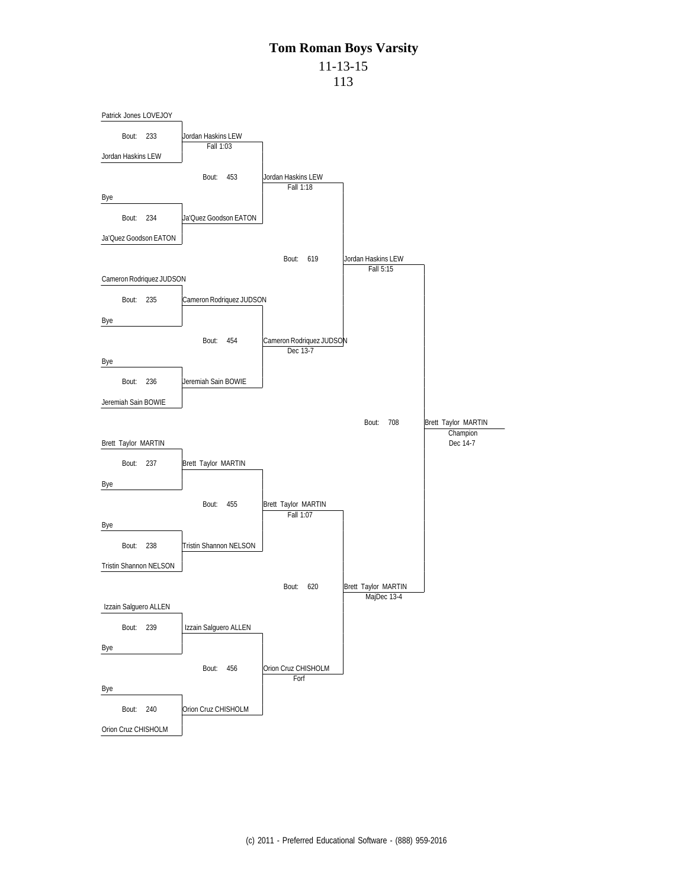# Tom Roman Boys Varsity

11-13-15

113

**First Round**

| Bout | Wrestler 1 | Wrestler 2 | Winner | Result |
|---|---|---|---|---|
| 233 | Patrick Jones LOVEJOY | Jordan Haskins LEW | Jordan Haskins LEW | Fall 1:03 |
| 234 | Bye | Ja'Quez Goodson EATON | Ja'Quez Goodson EATON | |
| 235 | Cameron Rodriquez JUDSON | Bye | Cameron Rodriquez JUDSON | |
| 236 | Bye | Jeremiah Sain BOWIE | Jeremiah Sain BOWIE | |
| 237 | Brett Taylor MARTIN | Bye | Brett Taylor MARTIN | |
| 238 | Bye | Tristin Shannon NELSON | Tristin Shannon NELSON | |
| 239 | Izzain Salguero ALLEN | Bye | Izzain Salguero ALLEN | |
| 240 | Bye | Orion Cruz CHISHOLM | Orion Cruz CHISHOLM | |

**Quarterfinals**

| Bout | Winner | Result |
|---|---|---|
| 453 | Jordan Haskins LEW | Fall 1:18 |
| 454 | Cameron Rodriquez JUDSON | Dec 13-7 |
| 455 | Brett Taylor MARTIN | Fall 1:07 |
| 456 | Orion Cruz CHISHOLM | Forf |

**Semifinals**

| Bout | Winner | Result |
|---|---|---|
| 619 | Jordan Haskins LEW | Fall 5:15 |
| 620 | Brett Taylor MARTIN | MajDec 13-4 |

**Final**

| Bout | Winner | Result |
|---|---|---|
| 708 | Brett Taylor MARTIN — Champion | Dec 14-7 |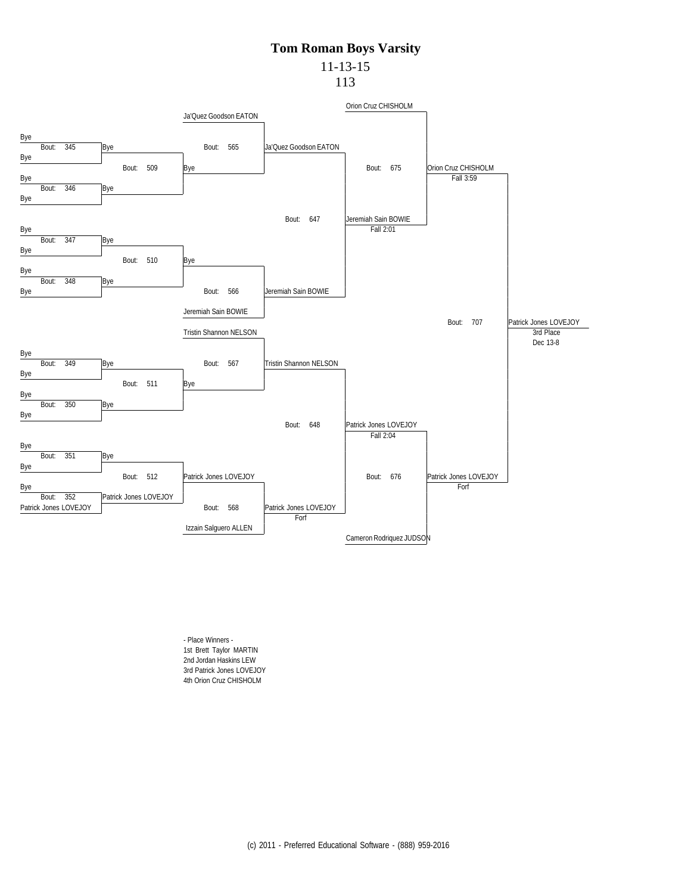# Tom Roman Boys Varsity

11-13-15

113

**Wrestleback Bracket**

| Bout | Competitor 1 | Competitor 2 | Winner | Result |
|---|---|---|---|---|
| 345 | Bye | Bye | Bye | |
| 346 | Bye | Bye | Bye | |
| 347 | Bye | Bye | Bye | |
| 348 | Bye | Bye | Bye | |
| 349 | Bye | Bye | Bye | |
| 350 | Bye | Bye | Bye | |
| 351 | Bye | Bye | Bye | |
| 352 | Bye | Patrick Jones LOVEJOY | Patrick Jones LOVEJOY | |
| 509 | Bye | Bye | Bye | |
| 510 | Bye | Bye | Bye | |
| 511 | Bye | Bye | Bye | |
| 512 | Bye | Patrick Jones LOVEJOY | Patrick Jones LOVEJOY | |
| 565 | Ja'Quez Goodson EATON | Bye | Ja'Quez Goodson EATON | |
| 566 | Bye | Jeremiah Sain BOWIE | Jeremiah Sain BOWIE | |
| 567 | Tristin Shannon NELSON | Bye | Tristin Shannon NELSON | |
| 568 | Patrick Jones LOVEJOY | Izzain Salguero ALLEN | Patrick Jones LOVEJOY | Forf |
| 647 | Ja'Quez Goodson EATON | Jeremiah Sain BOWIE | Jeremiah Sain BOWIE | Fall 2:01 |
| 648 | Tristin Shannon NELSON | Patrick Jones LOVEJOY | Patrick Jones LOVEJOY | Fall 2:04 |
| 675 | Orion Cruz CHISHOLM | Jeremiah Sain BOWIE | Orion Cruz CHISHOLM | Fall 3:59 |
| 676 | Patrick Jones LOVEJOY | Cameron Rodriquez JUDSON | Patrick Jones LOVEJOY | Forf |
| 707 | Orion Cruz CHISHOLM | Patrick Jones LOVEJOY | Patrick Jones LOVEJOY (3rd Place) | Dec 13-8 |

- Place Winners -

1st Brett Taylor MARTIN

2nd Jordan Haskins LEW

3rd Patrick Jones LOVEJOY

4th Orion Cruz CHISHOLM

(c) 2011 - Preferred Educational Software - (888) 959-2016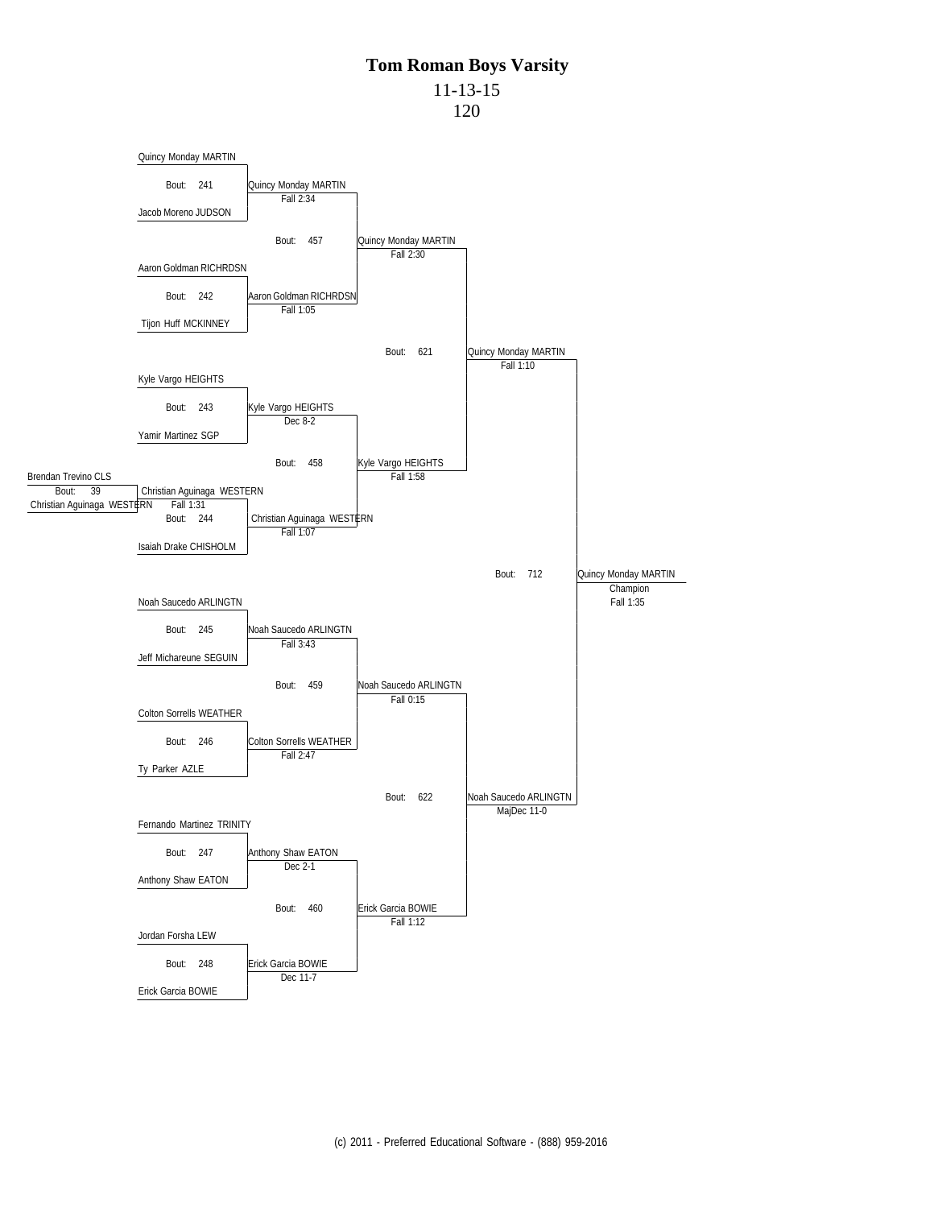# Tom Roman Boys Varsity

11-13-15

120

**Preliminary Round**

- Bout 39: Brendan Trevino CLS vs. Christian Aguinaga WESTERN — Winner: Christian Aguinaga WESTERN, Fall 1:31

**First Round**

- Bout 241: Quincy Monday MARTIN vs. Jacob Moreno JUDSON — Winner: Quincy Monday MARTIN, Fall 2:34
- Bout 242: Aaron Goldman RICHRDSN vs. Tijon Huff MCKINNEY — Winner: Aaron Goldman RICHRDSN, Fall 1:05
- Bout 243: Kyle Vargo HEIGHTS vs. Yamir Martinez SGP — Winner: Kyle Vargo HEIGHTS, Dec 8-2
- Bout 244: Christian Aguinaga WESTERN vs. Isaiah Drake CHISHOLM — Winner: Christian Aguinaga WESTERN, Fall 1:07
- Bout 245: Noah Saucedo ARLINGTN vs. Jeff Michareune SEGUIN — Winner: Noah Saucedo ARLINGTN, Fall 3:43
- Bout 246: Colton Sorrells WEATHER vs. Ty Parker AZLE — Winner: Colton Sorrells WEATHER, Fall 2:47
- Bout 247: Fernando Martinez TRINITY vs. Anthony Shaw EATON — Winner: Anthony Shaw EATON, Dec 2-1
- Bout 248: Jordan Forsha LEW vs. Erick Garcia BOWIE — Winner: Erick Garcia BOWIE, Dec 11-7

**Quarterfinals**

- Bout 457: Quincy Monday MARTIN vs. Aaron Goldman RICHRDSN — Winner: Quincy Monday MARTIN, Fall 2:30
- Bout 458: Kyle Vargo HEIGHTS vs. Christian Aguinaga WESTERN — Winner: Kyle Vargo HEIGHTS, Fall 1:58
- Bout 459: Noah Saucedo ARLINGTN vs. Colton Sorrells WEATHER — Winner: Noah Saucedo ARLINGTN, Fall 0:15
- Bout 460: Anthony Shaw EATON vs. Erick Garcia BOWIE — Winner: Erick Garcia BOWIE, Fall 1:12

**Semifinals**

- Bout 621: Quincy Monday MARTIN vs. Kyle Vargo HEIGHTS — Winner: Quincy Monday MARTIN, Fall 1:10
- Bout 622: Noah Saucedo ARLINGTN vs. Erick Garcia BOWIE — Winner: Noah Saucedo ARLINGTN, MajDec 11-0

**Final**

- Bout 712: Quincy Monday MARTIN vs. Noah Saucedo ARLINGTN — Champion: Quincy Monday MARTIN, Fall 1:35

(c) 2011 - Preferred Educational Software - (888) 959-2016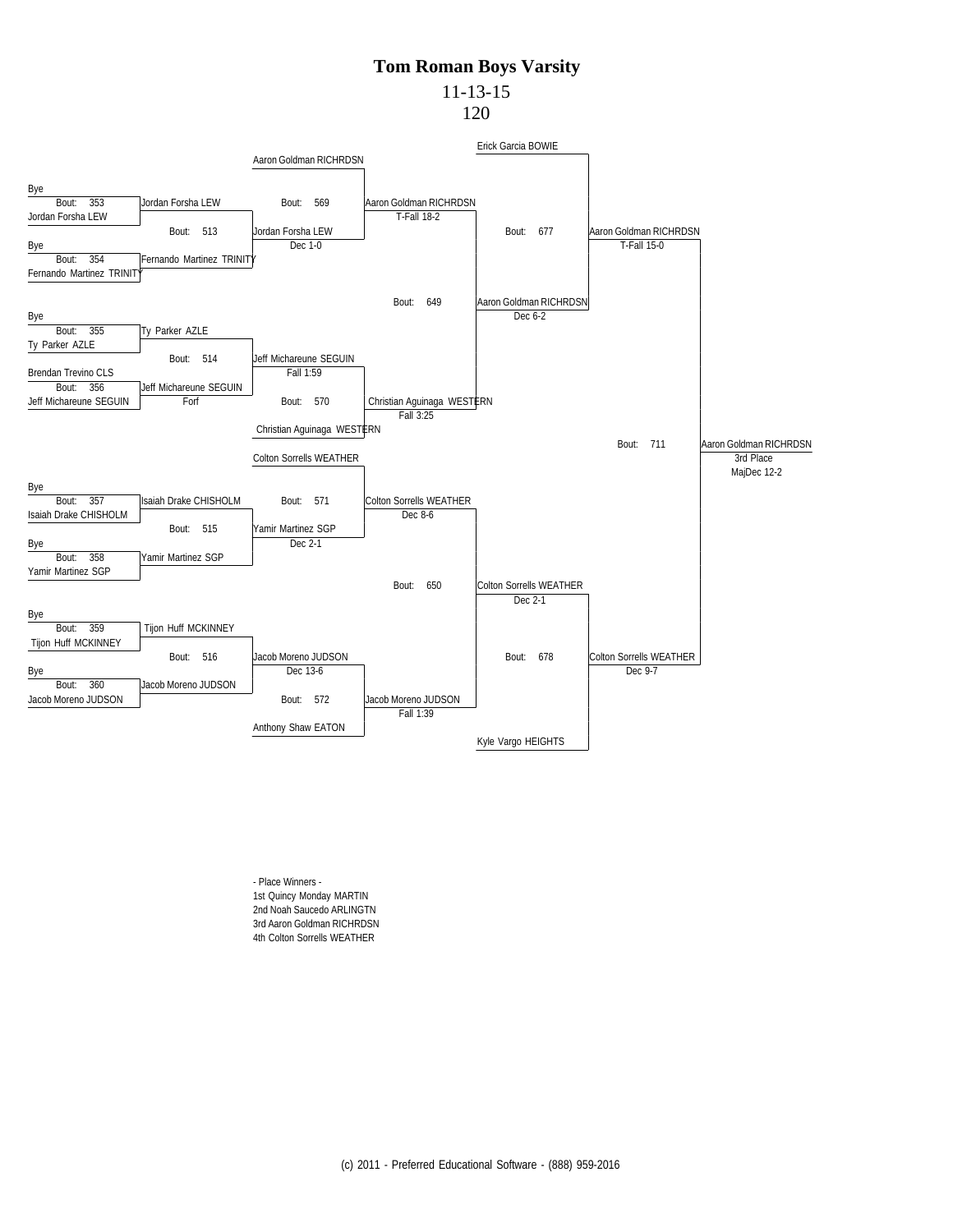# Tom Roman Boys Varsity

11-13-15

120

**Consolation Bracket**

First round:

- Bye / Jordan Forsha LEW — Bout: 353 — Jordan Forsha LEW
- Bye / Fernando Martinez TRINITY — Bout: 354 — Fernando Martinez TRINITY
- Bye / Ty Parker AZLE — Bout: 355 — Ty Parker AZLE
- Brendan Trevino CLS / Jeff Michareune SEGUIN — Bout: 356 — Jeff Michareune SEGUIN (Forf)
- Bye / Isaiah Drake CHISHOLM — Bout: 357 — Isaiah Drake CHISHOLM
- Bye / Yamir Martinez SGP — Bout: 358 — Yamir Martinez SGP
- Bye / Tijon Huff MCKINNEY — Bout: 359 — Tijon Huff MCKINNEY
- Bye / Jacob Moreno JUDSON — Bout: 360 — Jacob Moreno JUDSON

Second round:

- Bout: 513 — Jordan Forsha LEW (Dec 1-0)
- Bout: 514 — Jeff Michareune SEGUIN (Fall 1:59)
- Bout: 515 — Yamir Martinez SGP (Dec 2-1)
- Bout: 516 — Jacob Moreno JUDSON (Dec 13-6)

Third round:

- Aaron Goldman RICHRDSN vs Jordan Forsha LEW — Bout: 569 — Aaron Goldman RICHRDSN (T-Fall 18-2)
- Jeff Michareune SEGUIN vs Christian Aguinaga WESTERN — Bout: 570 — Christian Aguinaga WESTERN (Fall 3:25)
- Colton Sorrells WEATHER vs Yamir Martinez SGP — Bout: 571 — Colton Sorrells WEATHER (Dec 8-6)
- Jacob Moreno JUDSON vs Anthony Shaw EATON — Bout: 572 — Jacob Moreno JUDSON (Fall 1:39)

Fourth round:

- Bout: 649 — Aaron Goldman RICHRDSN (Dec 6-2)
- Bout: 650 — Colton Sorrells WEATHER (Dec 2-1)

Fifth round:

- Erick Garcia BOWIE vs Aaron Goldman RICHRDSN — Bout: 677 — Aaron Goldman RICHRDSN (T-Fall 15-0)
- Colton Sorrells WEATHER vs Kyle Vargo HEIGHTS — Bout: 678 — Colton Sorrells WEATHER (Dec 9-7)

3rd Place:

- Bout: 711 — Aaron Goldman RICHRDSN — 3rd Place — MajDec 12-2

- Place Winners -

1st Quincy Monday MARTIN
2nd Noah Saucedo ARLINGTN
3rd Aaron Goldman RICHRDSN
4th Colton Sorrells WEATHER

(c) 2011 - Preferred Educational Software - (888) 959-2016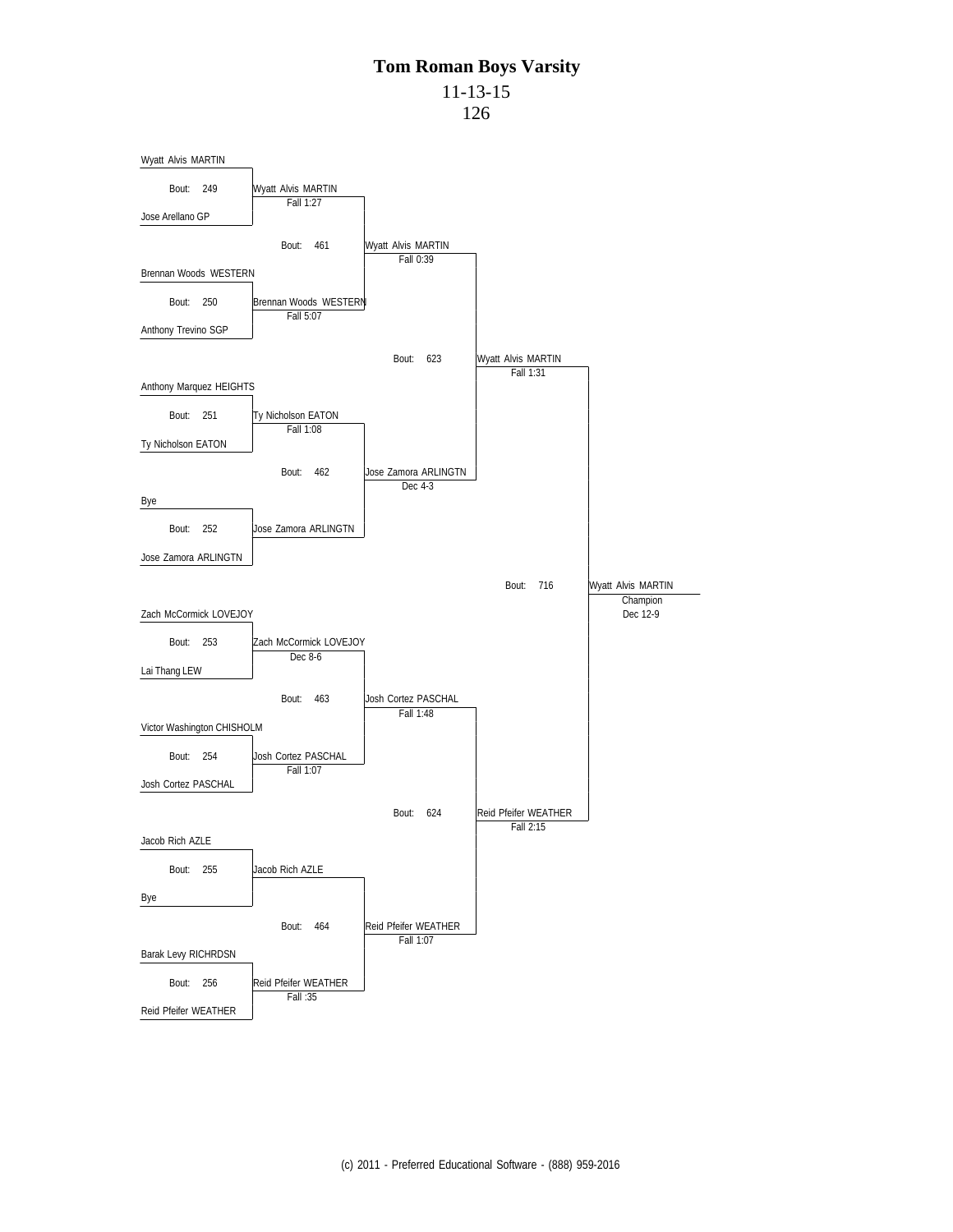# Tom Roman Boys Varsity

11-13-15

126

| First Round | Quarterfinals | Semifinals | Finals | Champion |
|---|---|---|---|---|
| Wyatt Alvis MARTIN vs Jose Arellano GP (Bout: 249) | Wyatt Alvis MARTIN, Fall 1:27 | | | |
| Brennan Woods WESTERN vs Anthony Trevino SGP (Bout: 250) | Brennan Woods WESTERN, Fall 5:07 | | | |
| | Bout: 461 | Wyatt Alvis MARTIN, Fall 0:39 | | |
| Anthony Marquez HEIGHTS vs Ty Nicholson EATON (Bout: 251) | Ty Nicholson EATON, Fall 1:08 | | | |
| Bye vs Jose Zamora ARLINGTN (Bout: 252) | Jose Zamora ARLINGTN | | | |
| | Bout: 462 | Jose Zamora ARLINGTN, Dec 4-3 | | |
| | | Bout: 623 | Wyatt Alvis MARTIN, Fall 1:31 | |
| Zach McCormick LOVEJOY vs Lai Thang LEW (Bout: 253) | Zach McCormick LOVEJOY, Dec 8-6 | | | |
| Victor Washington CHISHOLM vs Josh Cortez PASCHAL (Bout: 254) | Josh Cortez PASCHAL, Fall 1:07 | | | |
| | Bout: 463 | Josh Cortez PASCHAL, Fall 1:48 | | |
| Jacob Rich AZLE vs Bye (Bout: 255) | Jacob Rich AZLE | | | |
| Barak Levy RICHRDSN vs Reid Pfeifer WEATHER (Bout: 256) | Reid Pfeifer WEATHER, Fall :35 | | | |
| | Bout: 464 | Reid Pfeifer WEATHER, Fall 1:07 | | |
| | | Bout: 624 | Reid Pfeifer WEATHER, Fall 2:15 | |
| | | | Bout: 716 | Wyatt Alvis MARTIN, Champion, Dec 12-9 |

(c) 2011 - Preferred Educational Software - (888) 959-2016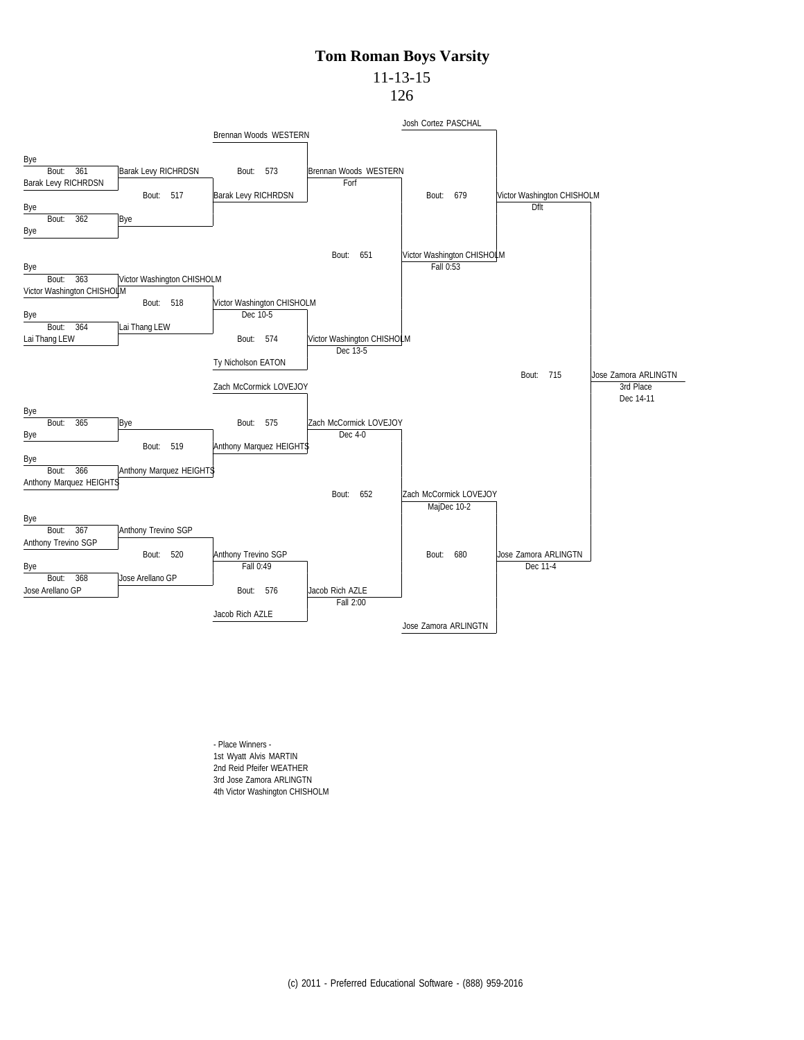# Tom Roman Boys Varsity

11-13-15

126

**Consolation Bracket**

| Round | Bout | Wrestler 1 | Wrestler 2 | Winner | Result |
|---|---|---|---|---|---|
| 1 | 361 | Bye | Barak Levy RICHRDSN | Barak Levy RICHRDSN | |
| 1 | 362 | Bye | Bye | Bye | |
| 1 | 363 | Bye | Victor Washington CHISHOLM | Victor Washington CHISHOLM | |
| 1 | 364 | Bye | Lai Thang LEW | Lai Thang LEW | |
| 1 | 365 | Bye | Bye | Bye | |
| 1 | 366 | Bye | Anthony Marquez HEIGHTS | Anthony Marquez HEIGHTS | |
| 1 | 367 | Bye | Anthony Trevino SGP | Anthony Trevino SGP | |
| 1 | 368 | Bye | Jose Arellano GP | Jose Arellano GP | |
| 2 | 517 | Barak Levy RICHRDSN | Bye | Barak Levy RICHRDSN | |
| 2 | 518 | Victor Washington CHISHOLM | Lai Thang LEW | Victor Washington CHISHOLM | Dec 10-5 |
| 2 | 519 | Bye | Anthony Marquez HEIGHTS | Anthony Marquez HEIGHTS | |
| 2 | 520 | Anthony Trevino SGP | Jose Arellano GP | Anthony Trevino SGP | Fall 0:49 |
| 3 | 573 | Brennan Woods WESTERN | Barak Levy RICHRDSN | Brennan Woods WESTERN | Forf |
| 3 | 574 | Victor Washington CHISHOLM | Ty Nicholson EATON | Victor Washington CHISHOLM | Dec 13-5 |
| 3 | 575 | Zach McCormick LOVEJOY | Anthony Marquez HEIGHTS | Zach McCormick LOVEJOY | Dec 4-0 |
| 3 | 576 | Anthony Trevino SGP | Jacob Rich AZLE | Jacob Rich AZLE | Fall 2:00 |
| 4 | 651 | Brennan Woods WESTERN | Victor Washington CHISHOLM | Victor Washington CHISHOLM | Fall 0:53 |
| 4 | 652 | Zach McCormick LOVEJOY | Jacob Rich AZLE | Zach McCormick LOVEJOY | MajDec 10-2 |
| 5 | 679 | Josh Cortez PASCHAL | Victor Washington CHISHOLM | Victor Washington CHISHOLM | Dflt |
| 5 | 680 | Zach McCormick LOVEJOY | Jose Zamora ARLINGTN | Jose Zamora ARLINGTN | Dec 11-4 |
| 3rd Place | 715 | Victor Washington CHISHOLM | Jose Zamora ARLINGTN | Jose Zamora ARLINGTN | Dec 14-11 |

- Place Winners -

1st Wyatt Alvis MARTIN

2nd Reid Pfeifer WEATHER

3rd Jose Zamora ARLINGTN

4th Victor Washington CHISHOLM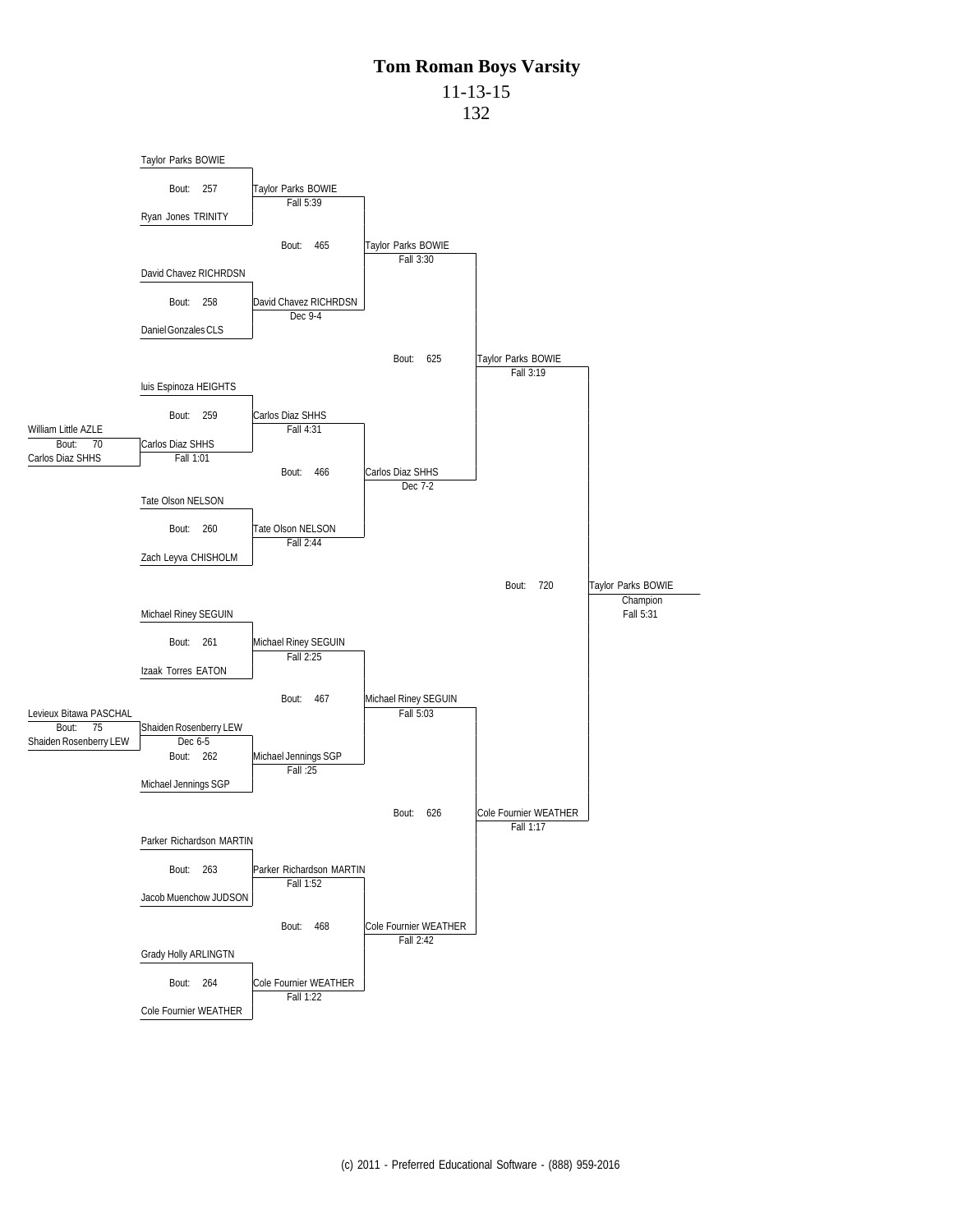# Tom Roman Boys Varsity

11-13-15

132

**Pre-Round**

| Bout | Wrestlers | Winner | Result |
| --- | --- | --- | --- |
| 70 | William Little AZLE vs. Carlos Diaz SHHS | Carlos Diaz SHHS | Fall 1:01 |
| 75 | Levieux Bitawa PASCHAL vs. Shaiden Rosenberry LEW | Shaiden Rosenberry LEW | Dec 6-5 |

**Round 1**

| Bout | Wrestlers | Winner | Result |
| --- | --- | --- | --- |
| 257 | Taylor Parks BOWIE vs. Ryan Jones TRINITY | Taylor Parks BOWIE | Fall 5:39 |
| 258 | David Chavez RICHRDSN vs. Daniel Gonzales CLS | David Chavez RICHRDSN | Dec 9-4 |
| 259 | luis Espinoza HEIGHTS vs. Carlos Diaz SHHS | Carlos Diaz SHHS | Fall 4:31 |
| 260 | Tate Olson NELSON vs. Zach Leyva CHISHOLM | Tate Olson NELSON | Fall 2:44 |
| 261 | Michael Riney SEGUIN vs. Izaak Torres EATON | Michael Riney SEGUIN | Fall 2:25 |
| 262 | Shaiden Rosenberry LEW vs. Michael Jennings SGP | Michael Jennings SGP | Fall :25 |
| 263 | Parker Richardson MARTIN vs. Jacob Muenchow JUDSON | Parker Richardson MARTIN | Fall 1:52 |
| 264 | Grady Holly ARLINGTN vs. Cole Fournier WEATHER | Cole Fournier WEATHER | Fall 1:22 |

**Quarterfinals**

| Bout | Winner | Result |
| --- | --- | --- |
| 465 | Taylor Parks BOWIE | Fall 3:30 |
| 466 | Carlos Diaz SHHS | Dec 7-2 |
| 467 | Michael Riney SEGUIN | Fall 5:03 |
| 468 | Cole Fournier WEATHER | Fall 2:42 |

**Semifinals**

| Bout | Winner | Result |
| --- | --- | --- |
| 625 | Taylor Parks BOWIE | Fall 3:19 |
| 626 | Cole Fournier WEATHER | Fall 1:17 |

**Final**

| Bout | Winner | Result |
| --- | --- | --- |
| 720 | Taylor Parks BOWIE (Champion) | Fall 5:31 |

(c) 2011 - Preferred Educational Software - (888) 959-2016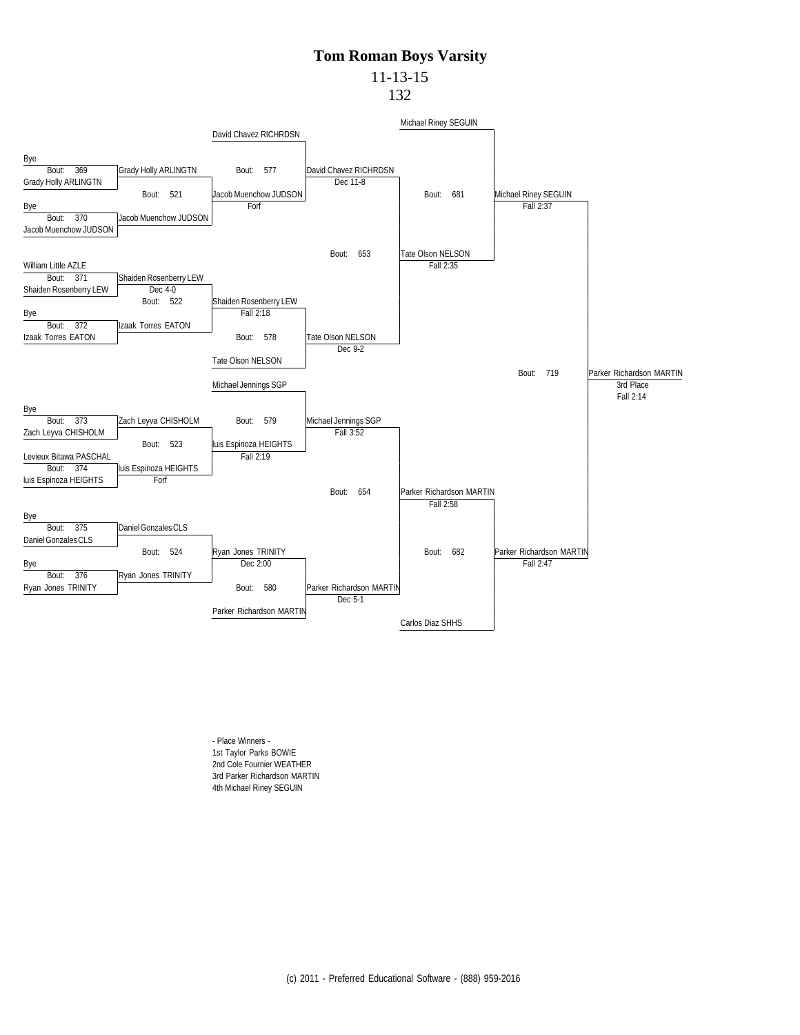# Tom Roman Boys Varsity

11-13-15

132

**Consolation Bracket**

**First round**

| Bout | Wrestler 1 | Wrestler 2 | Winner | Result |
|---|---|---|---|---|
| 369 | Bye | Grady Holly ARLINGTN | Grady Holly ARLINGTN | |
| 370 | Bye | Jacob Muenchow JUDSON | Jacob Muenchow JUDSON | |
| 371 | William Little AZLE | Shaiden Rosenberry LEW | Shaiden Rosenberry LEW | Dec 4-0 |
| 372 | Bye | Izaak Torres EATON | Izaak Torres EATON | |
| 373 | Bye | Zach Leyva CHISHOLM | Zach Leyva CHISHOLM | |
| 374 | Levieux Bitawa PASCHAL | luis Espinoza HEIGHTS | luis Espinoza HEIGHTS | Forf |
| 375 | Bye | Daniel Gonzales CLS | Daniel Gonzales CLS | |
| 376 | Bye | Ryan Jones TRINITY | Ryan Jones TRINITY | |

**Second round**

| Bout | Wrestler 1 | Wrestler 2 | Winner | Result |
|---|---|---|---|---|
| 521 | Grady Holly ARLINGTN | Jacob Muenchow JUDSON | Jacob Muenchow JUDSON | Forf |
| 522 | Shaiden Rosenberry LEW | Izaak Torres EATON | Shaiden Rosenberry LEW | Fall 2:18 |
| 523 | Zach Leyva CHISHOLM | luis Espinoza HEIGHTS | luis Espinoza HEIGHTS | Fall 2:19 |
| 524 | Daniel Gonzales CLS | Ryan Jones TRINITY | Ryan Jones TRINITY | Dec 2:00 |

**Third round**

| Bout | Wrestler 1 | Wrestler 2 | Winner | Result |
|---|---|---|---|---|
| 577 | David Chavez RICHRDSN | Jacob Muenchow JUDSON | David Chavez RICHRDSN | Dec 11-8 |
| 578 | Shaiden Rosenberry LEW | Tate Olson NELSON | Tate Olson NELSON | Dec 9-2 |
| 579 | Michael Jennings SGP | luis Espinoza HEIGHTS | Michael Jennings SGP | Fall 3:52 |
| 580 | Ryan Jones TRINITY | Parker Richardson MARTIN | Parker Richardson MARTIN | Dec 5-1 |

**Fourth round**

| Bout | Wrestler 1 | Wrestler 2 | Winner | Result |
|---|---|---|---|---|
| 653 | David Chavez RICHRDSN | Tate Olson NELSON | Tate Olson NELSON | Fall 2:35 |
| 654 | Michael Jennings SGP | Parker Richardson MARTIN | Parker Richardson MARTIN | Fall 2:58 |

**Fifth round**

| Bout | Wrestler 1 | Wrestler 2 | Winner | Result |
|---|---|---|---|---|
| 681 | Michael Riney SEGUIN | Tate Olson NELSON | Michael Riney SEGUIN | Fall 2:37 |
| 682 | Parker Richardson MARTIN | Carlos Diaz SHHS | Parker Richardson MARTIN | Fall 2:47 |

**3rd Place**

| Bout | Wrestler 1 | Wrestler 2 | Winner | Result |
|---|---|---|---|---|
| 719 | Michael Riney SEGUIN | Parker Richardson MARTIN | Parker Richardson MARTIN | 3rd Place, Fall 2:14 |

- Place Winners -

1st Taylor Parks BOWIE

2nd Cole Fournier WEATHER

3rd Parker Richardson MARTIN

4th Michael Riney SEGUIN

(c) 2011 - Preferred Educational Software - (888) 959-2016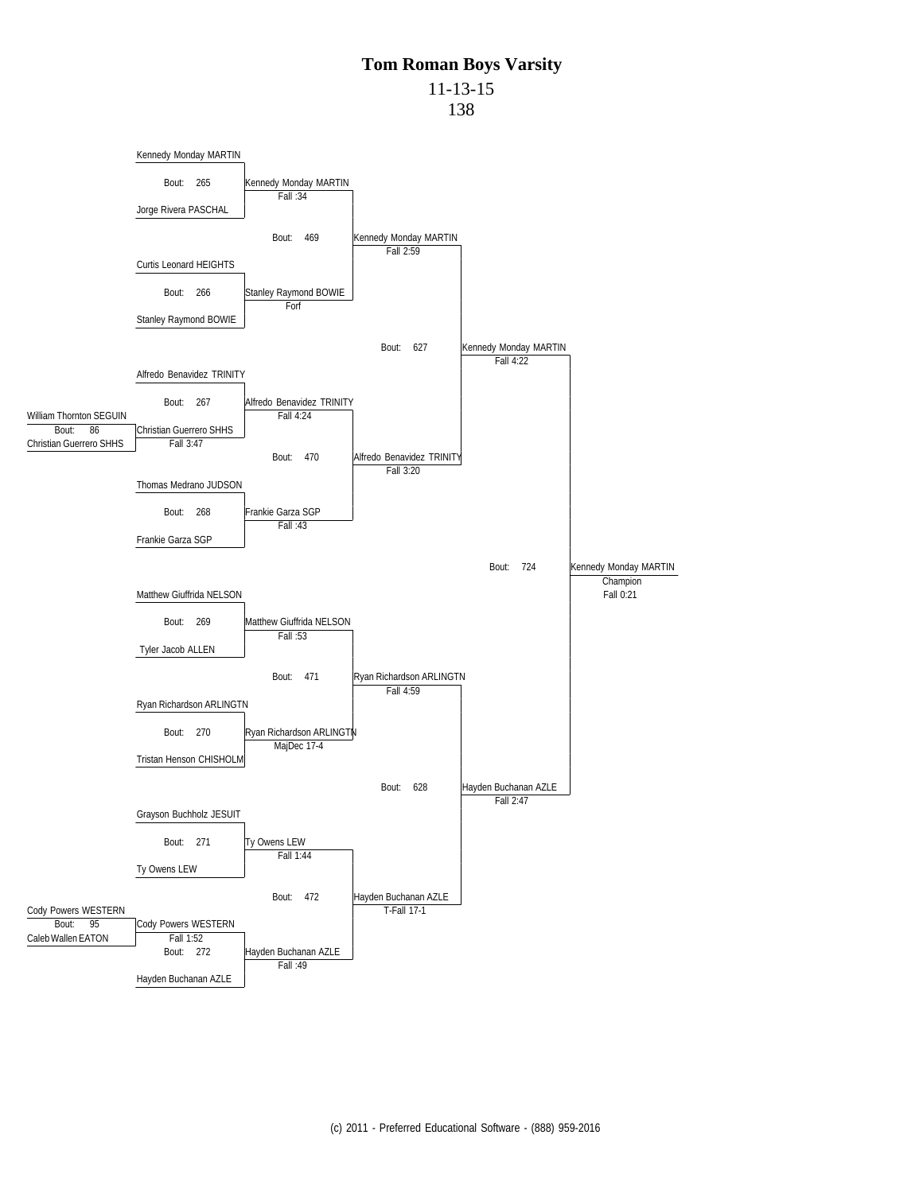# Tom Roman Boys Varsity

11-13-15

138

**Preliminary Round**

| Bout | Wrestler 1 | Wrestler 2 | Winner | Result |
|---|---|---|---|---|
| 86 | William Thornton SEGUIN | Christian Guerrero SHHS | Christian Guerrero SHHS | Fall 3:47 |
| 95 | Cody Powers WESTERN | Caleb Wallen EATON | Cody Powers WESTERN | Fall 1:52 |

**First Round**

| Bout | Wrestler 1 | Wrestler 2 | Winner | Result |
|---|---|---|---|---|
| 265 | Kennedy Monday MARTIN | Jorge Rivera PASCHAL | Kennedy Monday MARTIN | Fall :34 |
| 266 | Curtis Leonard HEIGHTS | Stanley Raymond BOWIE | Stanley Raymond BOWIE | Forf |
| 267 | Alfredo Benavidez TRINITY | Christian Guerrero SHHS | Alfredo Benavidez TRINITY | Fall 4:24 |
| 268 | Thomas Medrano JUDSON | Frankie Garza SGP | Frankie Garza SGP | Fall :43 |
| 269 | Matthew Giuffrida NELSON | Tyler Jacob ALLEN | Matthew Giuffrida NELSON | Fall :53 |
| 270 | Ryan Richardson ARLINGTN | Tristan Henson CHISHOLM | Ryan Richardson ARLINGTN | MajDec 17-4 |
| 271 | Grayson Buchholz JESUIT | Ty Owens LEW | Ty Owens LEW | Fall 1:44 |
| 272 | Cody Powers WESTERN | Hayden Buchanan AZLE | Hayden Buchanan AZLE | Fall :49 |

**Quarterfinals**

| Bout | Winner | Result |
|---|---|---|
| 469 | Kennedy Monday MARTIN | Fall 2:59 |
| 470 | Alfredo Benavidez TRINITY | Fall 3:20 |
| 471 | Ryan Richardson ARLINGTN | Fall 4:59 |
| 472 | Hayden Buchanan AZLE | T-Fall 17-1 |

**Semifinals**

| Bout | Winner | Result |
|---|---|---|
| 627 | Kennedy Monday MARTIN | Fall 4:22 |
| 628 | Hayden Buchanan AZLE | Fall 2:47 |

**Final**

| Bout | Champion | Result |
|---|---|---|
| 724 | Kennedy Monday MARTIN | Fall 0:21 |

(c) 2011 - Preferred Educational Software - (888) 959-2016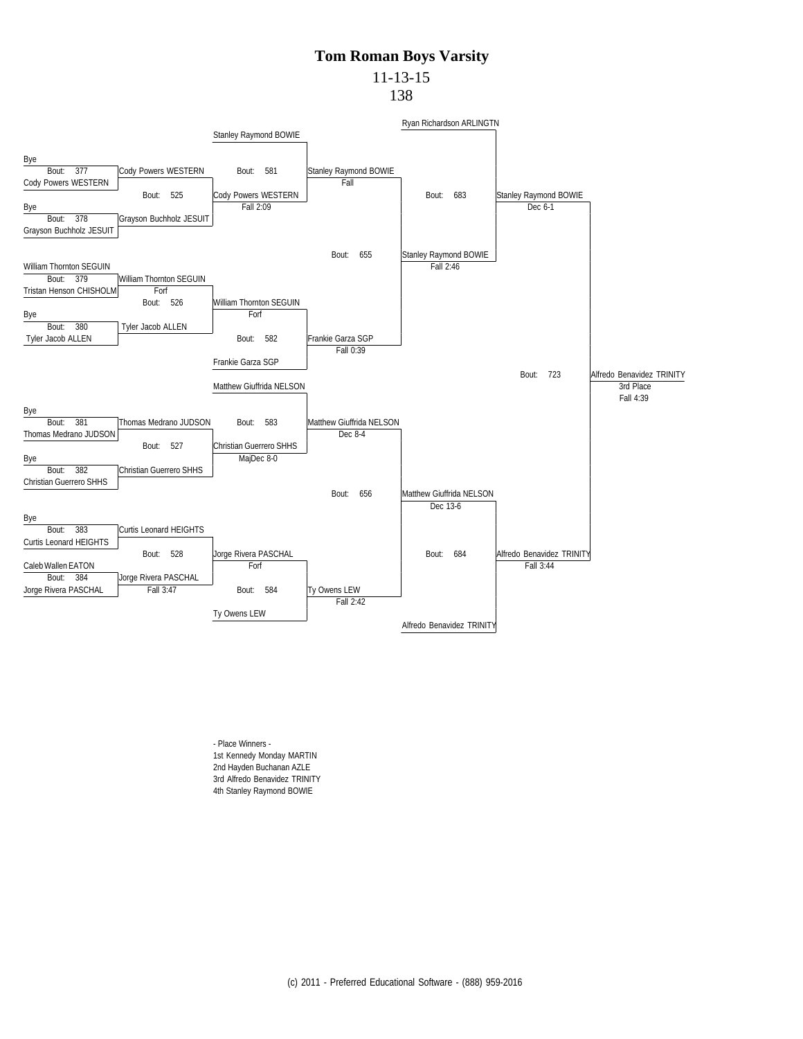# Tom Roman Boys Varsity

11-13-15

138

**Consolation Bracket**

| Bout | Wrestler 1 | Wrestler 2 | Winner | Result |
| --- | --- | --- | --- | --- |
| 377 | Bye | Cody Powers WESTERN | Cody Powers WESTERN | |
| 378 | Bye | Grayson Buchholz JESUIT | Grayson Buchholz JESUIT | |
| 379 | William Thornton SEGUIN | Tristan Henson CHISHOLM | William Thornton SEGUIN | Forf |
| 380 | Bye | Tyler Jacob ALLEN | Tyler Jacob ALLEN | |
| 381 | Bye | Thomas Medrano JUDSON | Thomas Medrano JUDSON | |
| 382 | Bye | Christian Guerrero SHHS | Christian Guerrero SHHS | |
| 383 | Bye | Curtis Leonard HEIGHTS | Curtis Leonard HEIGHTS | |
| 384 | Caleb Wallen EATON | Jorge Rivera PASCHAL | Jorge Rivera PASCHAL | Fall 3:47 |
| 525 | Cody Powers WESTERN | Grayson Buchholz JESUIT | Cody Powers WESTERN | Fall 2:09 |
| 526 | William Thornton SEGUIN | Tyler Jacob ALLEN | William Thornton SEGUIN | Forf |
| 527 | Thomas Medrano JUDSON | Christian Guerrero SHHS | Christian Guerrero SHHS | MajDec 8-0 |
| 528 | Curtis Leonard HEIGHTS | Jorge Rivera PASCHAL | Jorge Rivera PASCHAL | Forf |
| 581 | Stanley Raymond BOWIE | Cody Powers WESTERN | Stanley Raymond BOWIE | Fall |
| 582 | William Thornton SEGUIN | Frankie Garza SGP | Frankie Garza SGP | Fall 0:39 |
| 583 | Matthew Giuffrida NELSON | Christian Guerrero SHHS | Matthew Giuffrida NELSON | Dec 8-4 |
| 584 | Jorge Rivera PASCHAL | Ty Owens LEW | Ty Owens LEW | Fall 2:42 |
| 655 | Stanley Raymond BOWIE | Frankie Garza SGP | Stanley Raymond BOWIE | Fall 2:46 |
| 656 | Matthew Giuffrida NELSON | Ty Owens LEW | Matthew Giuffrida NELSON | Dec 13-6 |
| 683 | Ryan Richardson ARLINGTN | Stanley Raymond BOWIE | Stanley Raymond BOWIE | Dec 6-1 |
| 684 | Matthew Giuffrida NELSON | Alfredo Benavidez TRINITY | Alfredo Benavidez TRINITY | Fall 3:44 |
| 723 | Stanley Raymond BOWIE | Alfredo Benavidez TRINITY | Alfredo Benavidez TRINITY (3rd Place) | Fall 4:39 |

- Place Winners -

1st Kennedy Monday MARTIN
2nd Hayden Buchanan AZLE
3rd Alfredo Benavidez TRINITY
4th Stanley Raymond BOWIE

(c) 2011 - Preferred Educational Software - (888) 959-2016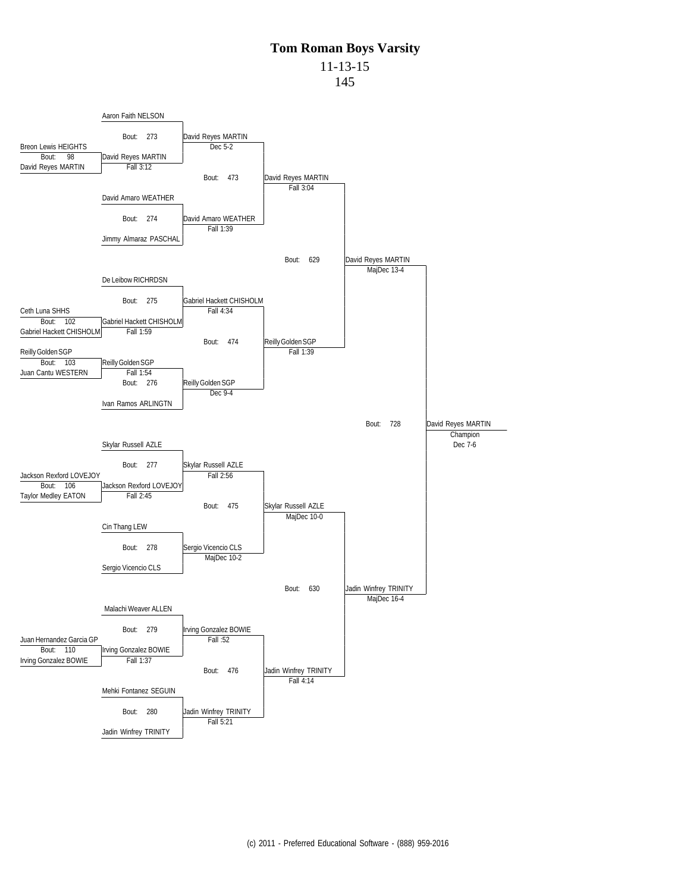# Tom Roman Boys Varsity

11-13-15

145

**Preliminary Round**

- Bout: 98 — Breon Lewis HEIGHTS vs David Reyes MARTIN → David Reyes MARTIN, Fall 3:12
- Bout: 102 — Ceth Luna SHHS vs Gabriel Hackett CHISHOLM → Gabriel Hackett CHISHOLM, Fall 1:59
- Bout: 103 — Reilly Golden SGP vs Juan Cantu WESTERN → Reilly Golden SGP, Fall 1:54
- Bout: 106 — Jackson Rexford LOVEJOY vs Taylor Medley EATON → Jackson Rexford LOVEJOY, Fall 2:45
- Bout: 110 — Juan Hernandez Garcia GP vs Irving Gonzalez BOWIE → Irving Gonzalez BOWIE, Fall 1:37

**First Round**

- Bout: 273 — Aaron Faith NELSON vs David Reyes MARTIN → David Reyes MARTIN, Dec 5-2
- Bout: 274 — David Amaro WEATHER vs Jimmy Almaraz PASCHAL → David Amaro WEATHER, Fall 1:39
- Bout: 275 — De Leibow RICHRDSN vs Gabriel Hackett CHISHOLM → Gabriel Hackett CHISHOLM, Fall 4:34
- Bout: 276 — Reilly Golden SGP vs Ivan Ramos ARLINGTN → Reilly Golden SGP, Dec 9-4
- Bout: 277 — Skylar Russell AZLE vs Jackson Rexford LOVEJOY → Skylar Russell AZLE, Fall 2:56
- Bout: 278 — Cin Thang LEW vs Sergio Vicencio CLS → Sergio Vicencio CLS, MajDec 10-2
- Bout: 279 — Malachi Weaver ALLEN vs Irving Gonzalez BOWIE → Irving Gonzalez BOWIE, Fall :52
- Bout: 280 — Mehki Fontanez SEGUIN vs Jadin Winfrey TRINITY → Jadin Winfrey TRINITY, Fall 5:21

**Quarterfinals**

- Bout: 473 — David Reyes MARTIN vs David Amaro WEATHER → David Reyes MARTIN, Fall 3:04
- Bout: 474 — Gabriel Hackett CHISHOLM vs Reilly Golden SGP → Reilly Golden SGP, Fall 1:39
- Bout: 475 — Skylar Russell AZLE vs Sergio Vicencio CLS → Skylar Russell AZLE, MajDec 10-0
- Bout: 476 — Irving Gonzalez BOWIE vs Jadin Winfrey TRINITY → Jadin Winfrey TRINITY, Fall 4:14

**Semifinals**

- Bout: 629 — David Reyes MARTIN vs Reilly Golden SGP → David Reyes MARTIN, MajDec 13-4
- Bout: 630 — Skylar Russell AZLE vs Jadin Winfrey TRINITY → Jadin Winfrey TRINITY, MajDec 16-4

**Final**

- Bout: 728 — David Reyes MARTIN vs Jadin Winfrey TRINITY → David Reyes MARTIN, Champion, Dec 7-6

(c) 2011 - Preferred Educational Software - (888) 959-2016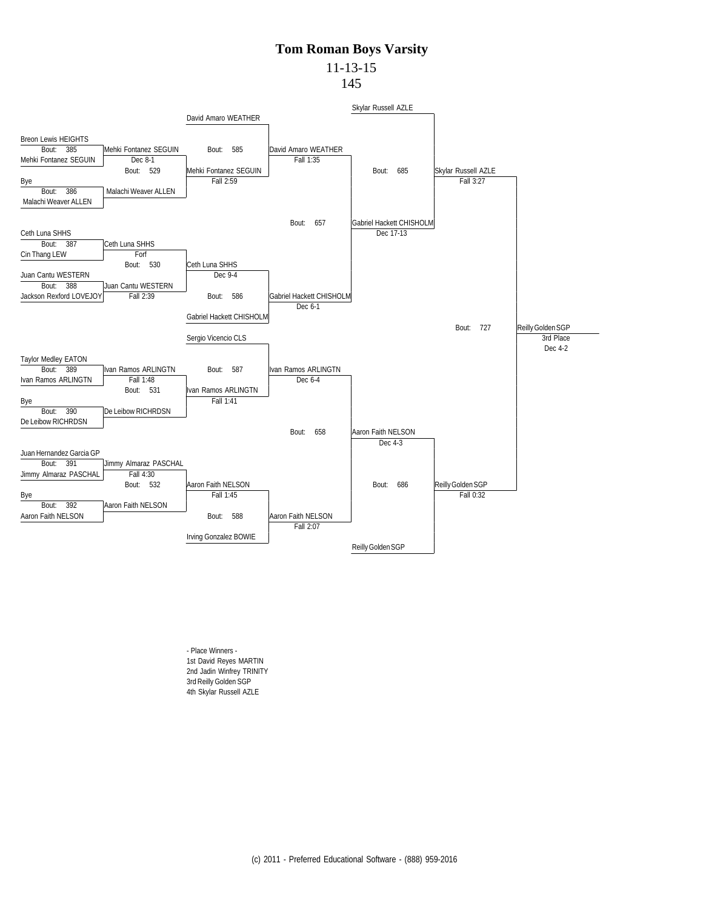# Tom Roman Boys Varsity

11-13-15

145

## Consolation Bracket

### First Round

| Bout | Wrestler 1 | Wrestler 2 | Winner | Result |
|---|---|---|---|---|
| 385 | Breon Lewis HEIGHTS | Mehki Fontanez SEGUIN | Mehki Fontanez SEGUIN | Dec 8-1 |
| 386 | Bye | Malachi Weaver ALLEN | Malachi Weaver ALLEN | |
| 387 | Ceth Luna SHHS | Cin Thang LEW | Ceth Luna SHHS | Forf |
| 388 | Juan Cantu WESTERN | Jackson Rexford LOVEJOY | Juan Cantu WESTERN | Fall 2:39 |
| 389 | Taylor Medley EATON | Ivan Ramos ARLINGTN | Ivan Ramos ARLINGTN | Fall 1:48 |
| 390 | Bye | De Leibow RICHRDSN | De Leibow RICHRDSN | |
| 391 | Juan Hernandez Garcia GP | Jimmy Almaraz PASCHAL | Jimmy Almaraz PASCHAL | Fall 4:30 |
| 392 | Bye | Aaron Faith NELSON | Aaron Faith NELSON | |

### Second Round

| Bout | Wrestler 1 | Wrestler 2 | Winner | Result |
|---|---|---|---|---|
| 529 | Mehki Fontanez SEGUIN | Malachi Weaver ALLEN | Mehki Fontanez SEGUIN | Fall 2:59 |
| 530 | Ceth Luna SHHS | Juan Cantu WESTERN | Ceth Luna SHHS | Dec 9-4 |
| 531 | Ivan Ramos ARLINGTN | De Leibow RICHRDSN | Ivan Ramos ARLINGTN | Fall 1:41 |
| 532 | Jimmy Almaraz PASCHAL | Aaron Faith NELSON | Aaron Faith NELSON | Fall 1:45 |

### Third Round

| Bout | Wrestler 1 | Wrestler 2 | Winner | Result |
|---|---|---|---|---|
| 585 | David Amaro WEATHER | Mehki Fontanez SEGUIN | David Amaro WEATHER | Fall 1:35 |
| 586 | Ceth Luna SHHS | Gabriel Hackett CHISHOLM | Gabriel Hackett CHISHOLM | Dec 6-1 |
| 587 | Sergio Vicencio CLS | Ivan Ramos ARLINGTN | Ivan Ramos ARLINGTN | Dec 6-4 |
| 588 | Aaron Faith NELSON | Irving Gonzalez BOWIE | Aaron Faith NELSON | Fall 2:07 |

### Fourth Round

| Bout | Wrestler 1 | Wrestler 2 | Winner | Result |
|---|---|---|---|---|
| 657 | David Amaro WEATHER | Gabriel Hackett CHISHOLM | Gabriel Hackett CHISHOLM | Dec 17-13 |
| 658 | Ivan Ramos ARLINGTN | Aaron Faith NELSON | Aaron Faith NELSON | Dec 4-3 |

### Consolation Semifinals

| Bout | Wrestler 1 | Wrestler 2 | Winner | Result |
|---|---|---|---|---|
| 685 | Skylar Russell AZLE | Gabriel Hackett CHISHOLM | Skylar Russell AZLE | Fall 3:27 |
| 686 | Aaron Faith NELSON | Reilly Golden SGP | Reilly Golden SGP | Fall 0:32 |

### 3rd Place

| Bout | Wrestler 1 | Wrestler 2 | Winner | Result |
|---|---|---|---|---|
| 727 | Skylar Russell AZLE | Reilly Golden SGP | Reilly Golden SGP | Dec 4-2 |

- Place Winners -

1st David Reyes MARTIN

2nd Jadin Winfrey TRINITY

3rd Reilly Golden SGP

4th Skylar Russell AZLE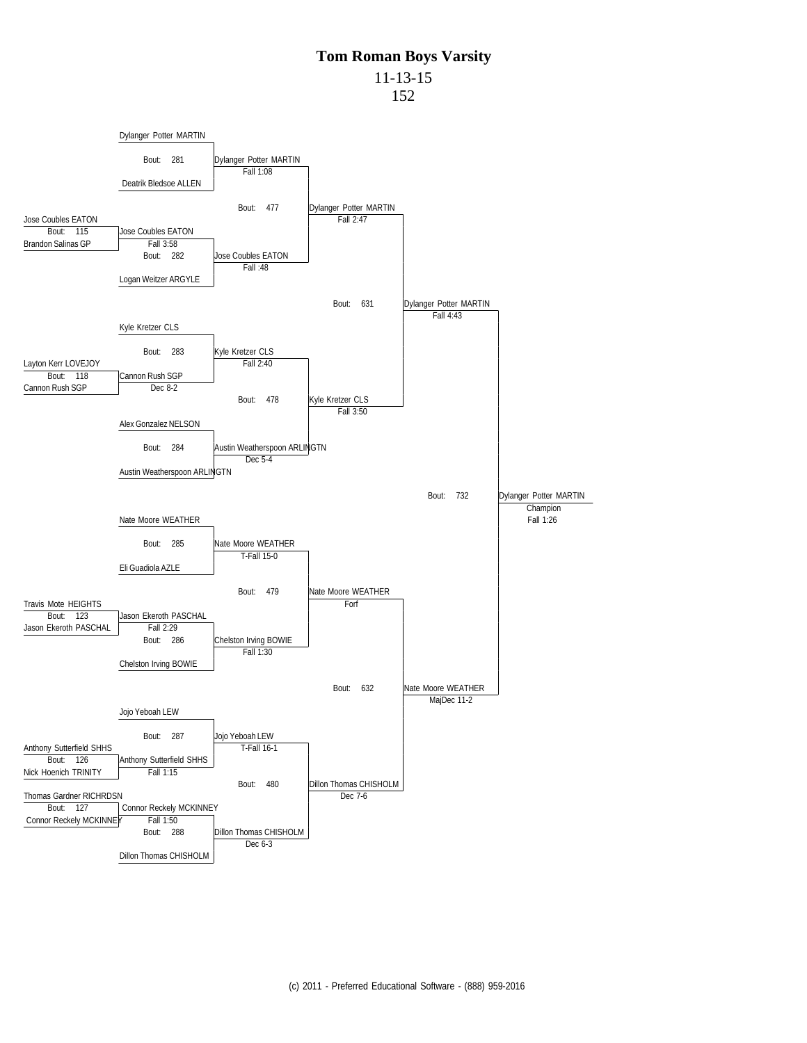# Tom Roman Boys Varsity

11-13-15

152

**Preliminary bouts**

- Bout: 115 — Jose Coubles EATON vs. Brandon Salinas GP → Jose Coubles EATON, Fall 3:58
- Bout: 118 — Layton Kerr LOVEJOY vs. Cannon Rush SGP → Cannon Rush SGP, Dec 8-2
- Bout: 123 — Travis Mote HEIGHTS vs. Jason Ekeroth PASCHAL → Jason Ekeroth PASCHAL, Fall 2:29
- Bout: 126 — Anthony Sutterfield SHHS vs. Nick Hoenich TRINITY → Anthony Sutterfield SHHS, Fall 1:15
- Bout: 127 — Thomas Gardner RICHRDSN vs. Connor Reckely MCKINNEY → Connor Reckely MCKINNEY, Fall 1:50

**First round**

- Bout: 281 — Dylanger Potter MARTIN vs. Deatrik Bledsoe ALLEN → Dylanger Potter MARTIN, Fall 1:08
- Bout: 282 — Jose Coubles EATON vs. Logan Weitzer ARGYLE → Jose Coubles EATON, Fall :48
- Bout: 283 — Kyle Kretzer CLS vs. Cannon Rush SGP → Kyle Kretzer CLS, Fall 2:40
- Bout: 284 — Alex Gonzalez NELSON vs. Austin Weatherspoon ARLINGTN → Austin Weatherspoon ARLINGTN, Dec 5-4
- Bout: 285 — Nate Moore WEATHER vs. Eli Guadiola AZLE → Nate Moore WEATHER, T-Fall 15-0
- Bout: 286 — Jason Ekeroth PASCHAL vs. Chelston Irving BOWIE → Chelston Irving BOWIE, Fall 1:30
- Bout: 287 — Jojo Yeboah LEW vs. Anthony Sutterfield SHHS → Jojo Yeboah LEW, T-Fall 16-1
- Bout: 288 — Connor Reckely MCKINNEY vs. Dillon Thomas CHISHOLM → Dillon Thomas CHISHOLM, Dec 6-3

**Quarterfinals**

- Bout: 477 — Dylanger Potter MARTIN vs. Jose Coubles EATON → Dylanger Potter MARTIN, Fall 2:47
- Bout: 478 — Kyle Kretzer CLS vs. Austin Weatherspoon ARLINGTN → Kyle Kretzer CLS, Fall 3:50
- Bout: 479 — Nate Moore WEATHER vs. Chelston Irving BOWIE → Nate Moore WEATHER, Forf
- Bout: 480 — Jojo Yeboah LEW vs. Dillon Thomas CHISHOLM → Dillon Thomas CHISHOLM, Dec 7-6

**Semifinals**

- Bout: 631 — Dylanger Potter MARTIN vs. Kyle Kretzer CLS → Dylanger Potter MARTIN, Fall 4:43
- Bout: 632 — Nate Moore WEATHER vs. Dillon Thomas CHISHOLM → Nate Moore WEATHER, MajDec 11-2

**Final**

- Bout: 732 — Dylanger Potter MARTIN vs. Nate Moore WEATHER → Dylanger Potter MARTIN, Champion, Fall 1:26

(c) 2011 - Preferred Educational Software - (888) 959-2016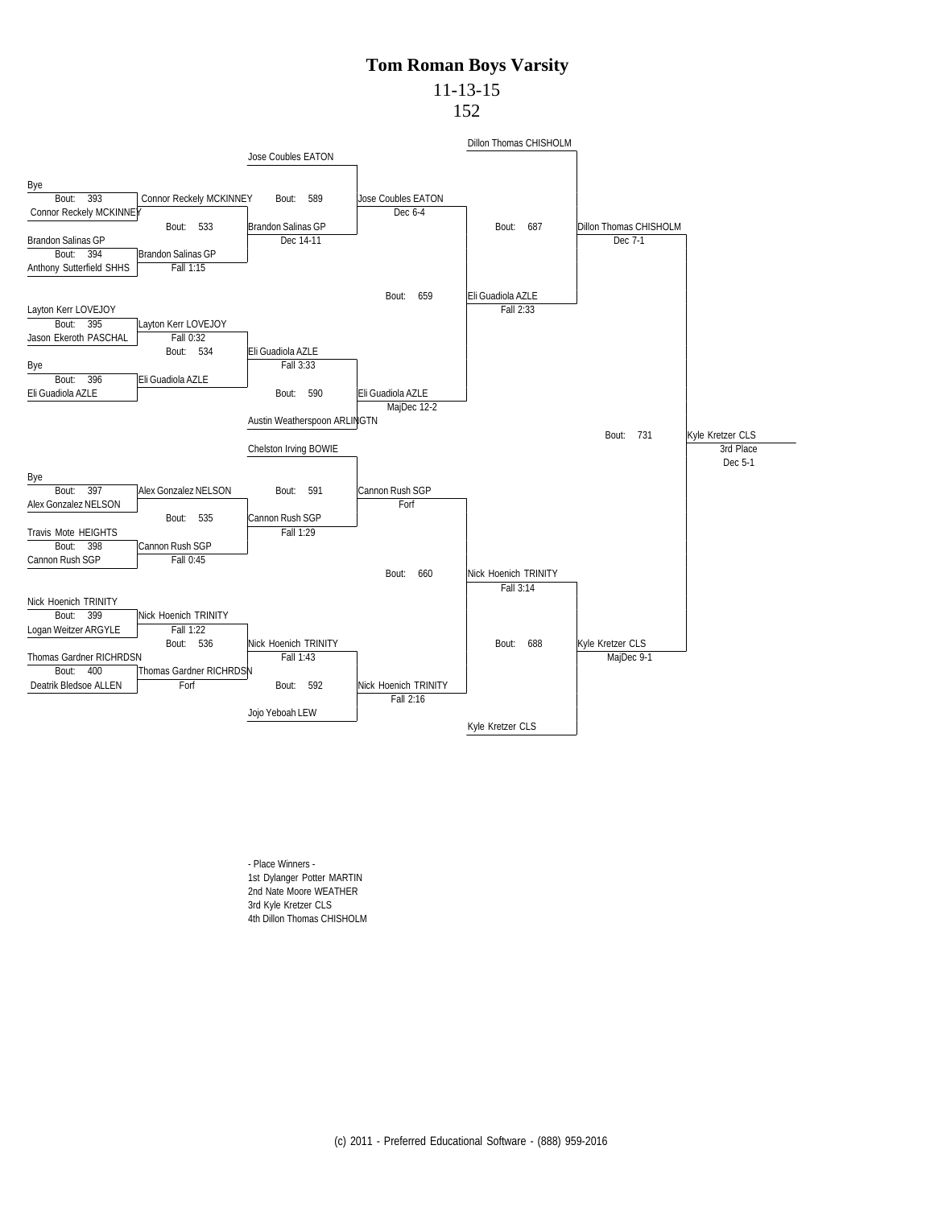# Tom Roman Boys Varsity

11-13-15

152

## Consolation Bracket

### Round 1

| Bout | Wrestler 1 | Wrestler 2 | Winner | Result |
|---|---|---|---|---|
| 393 | Bye | Connor Reckely MCKINNEY | Connor Reckely MCKINNEY | |
| 394 | Brandon Salinas GP | Anthony Sutterfield SHHS | Brandon Salinas GP | Fall 1:15 |
| 395 | Layton Kerr LOVEJOY | Jason Ekeroth PASCHAL | Layton Kerr LOVEJOY | Fall 0:32 |
| 396 | Bye | Eli Guadiola AZLE | Eli Guadiola AZLE | |
| 397 | Bye | Alex Gonzalez NELSON | Alex Gonzalez NELSON | |
| 398 | Travis Mote HEIGHTS | Cannon Rush SGP | Cannon Rush SGP | Fall 0:45 |
| 399 | Nick Hoenich TRINITY | Logan Weitzer ARGYLE | Nick Hoenich TRINITY | Fall 1:22 |
| 400 | Thomas Gardner RICHRDSN | Deatrik Bledsoe ALLEN | Thomas Gardner RICHRDSN | Forf |

### Round 2

| Bout | Wrestler 1 | Wrestler 2 | Winner | Result |
|---|---|---|---|---|
| 533 | Connor Reckely MCKINNEY | Brandon Salinas GP | Brandon Salinas GP | Dec 14-11 |
| 534 | Layton Kerr LOVEJOY | Eli Guadiola AZLE | Eli Guadiola AZLE | Fall 3:33 |
| 535 | Alex Gonzalez NELSON | Cannon Rush SGP | Cannon Rush SGP | Fall 1:29 |
| 536 | Nick Hoenich TRINITY | Thomas Gardner RICHRDSN | Nick Hoenich TRINITY | Fall 1:43 |

### Round 3

| Bout | Wrestler 1 | Wrestler 2 | Winner | Result |
|---|---|---|---|---|
| 589 | Jose Coubles EATON | Brandon Salinas GP | Jose Coubles EATON | Dec 6-4 |
| 590 | Eli Guadiola AZLE | Austin Weatherspoon ARLINGTN | Eli Guadiola AZLE | MajDec 12-2 |
| 591 | Chelston Irving BOWIE | Cannon Rush SGP | Cannon Rush SGP | Forf |
| 592 | Nick Hoenich TRINITY | Jojo Yeboah LEW | Nick Hoenich TRINITY | Fall 2:16 |

### Round 4

| Bout | Wrestler 1 | Wrestler 2 | Winner | Result |
|---|---|---|---|---|
| 659 | Jose Coubles EATON | Eli Guadiola AZLE | Eli Guadiola AZLE | Fall 2:33 |
| 660 | Cannon Rush SGP | Nick Hoenich TRINITY | Nick Hoenich TRINITY | Fall 3:14 |

### Round 5

| Bout | Wrestler 1 | Wrestler 2 | Winner | Result |
|---|---|---|---|---|
| 687 | Dillon Thomas CHISHOLM | Eli Guadiola AZLE | Dillon Thomas CHISHOLM | Dec 7-1 |
| 688 | Nick Hoenich TRINITY | Kyle Kretzer CLS | Kyle Kretzer CLS | MajDec 9-1 |

### 3rd Place

| Bout | Wrestler 1 | Wrestler 2 | Winner | Result |
|---|---|---|---|---|
| 731 | Dillon Thomas CHISHOLM | Kyle Kretzer CLS | Kyle Kretzer CLS (3rd Place) | Dec 5-1 |

- Place Winners -

1st Dylanger Potter MARTIN
2nd Nate Moore WEATHER
3rd Kyle Kretzer CLS
4th Dillon Thomas CHISHOLM

(c) 2011 - Preferred Educational Software - (888) 959-2016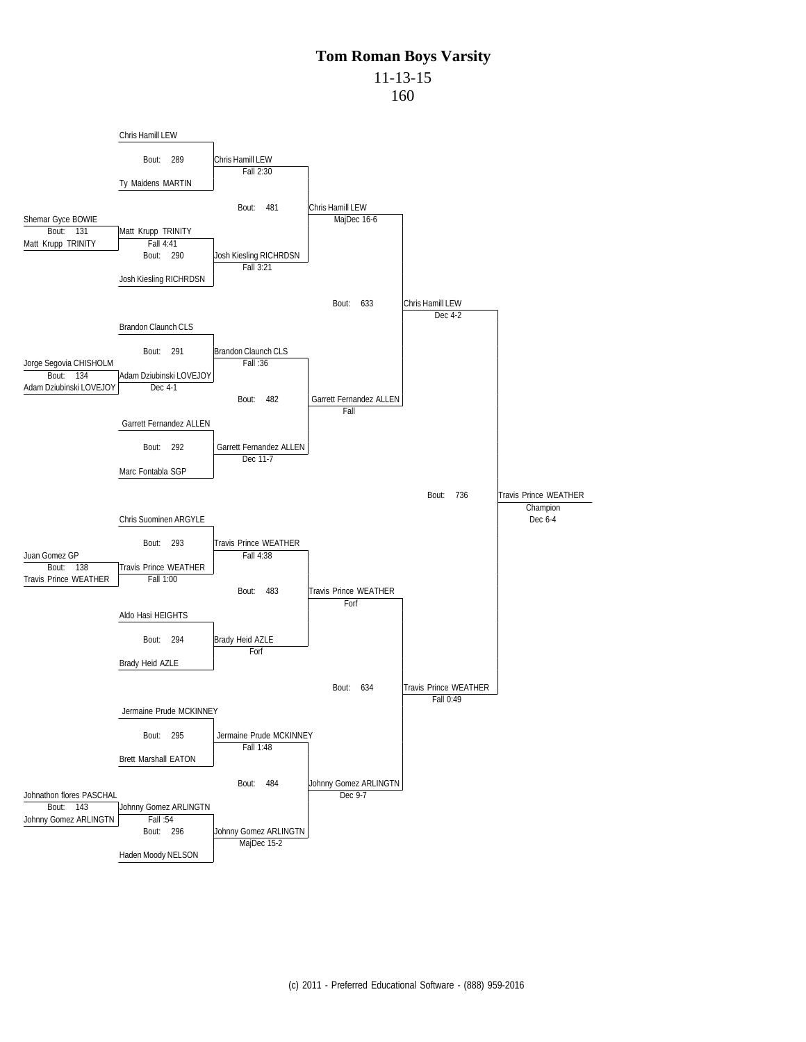# Tom Roman Boys Varsity

11-13-15

160

## Preliminary Round

| Bout | Wrestler 1 | Wrestler 2 | Winner | Result |
|---|---|---|---|---|
| 131 | Shemar Gyce BOWIE | Matt Krupp TRINITY | Matt Krupp TRINITY | Fall 4:41 |
| 134 | Jorge Segovia CHISHOLM | Adam Dziubinski LOVEJOY | Adam Dziubinski LOVEJOY | Dec 4-1 |
| 138 | Juan Gomez GP | Travis Prince WEATHER | Travis Prince WEATHER | Fall 1:00 |
| 143 | Johnathon flores PASCHAL | Johnny Gomez ARLINGTN | Johnny Gomez ARLINGTN | Fall :54 |

## First Round

| Bout | Wrestler 1 | Wrestler 2 | Winner | Result |
|---|---|---|---|---|
| 289 | Chris Hamill LEW | Ty Maidens MARTIN | Chris Hamill LEW | Fall 2:30 |
| 290 | Matt Krupp TRINITY | Josh Kiesling RICHRDSN | Josh Kiesling RICHRDSN | Fall 3:21 |
| 291 | Brandon Claunch CLS | Adam Dziubinski LOVEJOY | Brandon Claunch CLS | Fall :36 |
| 292 | Garrett Fernandez ALLEN | Marc Fontabla SGP | Garrett Fernandez ALLEN | Dec 11-7 |
| 293 | Chris Suominen ARGYLE | Travis Prince WEATHER | Travis Prince WEATHER | Fall 4:38 |
| 294 | Aldo Hasi HEIGHTS | Brady Heid AZLE | Brady Heid AZLE | Forf |
| 295 | Jermaine Prude MCKINNEY | Brett Marshall EATON | Jermaine Prude MCKINNEY | Fall 1:48 |
| 296 | Johnny Gomez ARLINGTN | Haden Moody NELSON | Johnny Gomez ARLINGTN | MajDec 15-2 |

## Quarterfinals

| Bout | Winner | Result |
|---|---|---|
| 481 | Chris Hamill LEW | MajDec 16-6 |
| 482 | Garrett Fernandez ALLEN | Fall |
| 483 | Travis Prince WEATHER | Forf |
| 484 | Johnny Gomez ARLINGTN | Dec 9-7 |

## Semifinals

| Bout | Winner | Result |
|---|---|---|
| 633 | Chris Hamill LEW | Dec 4-2 |
| 634 | Travis Prince WEATHER | Fall 0:49 |

## Final

| Bout | Winner | Result |
|---|---|---|
| 736 | Travis Prince WEATHER — Champion | Dec 6-4 |

(c) 2011 - Preferred Educational Software - (888) 959-2016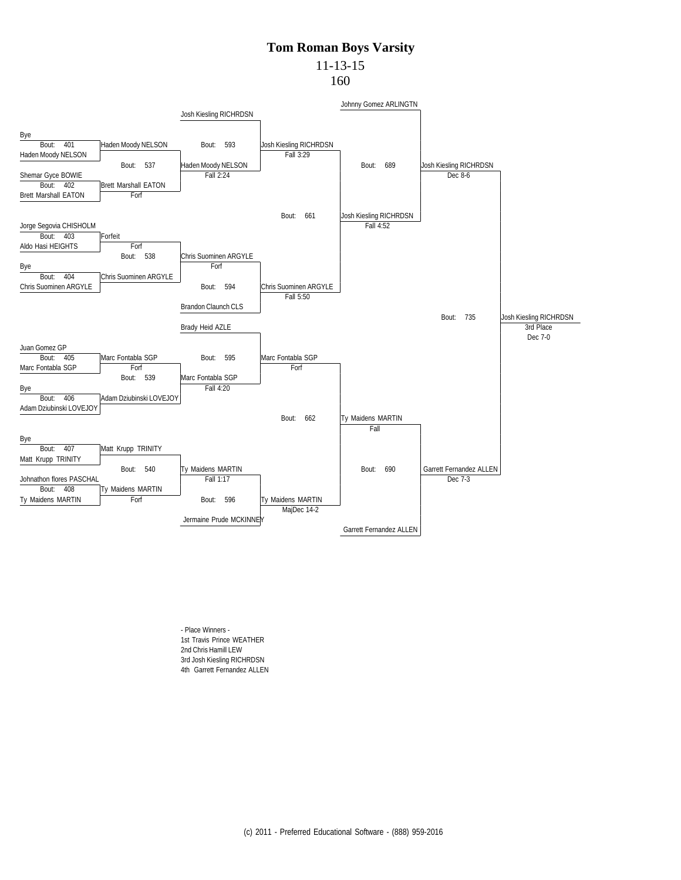# Tom Roman Boys Varsity

11-13-15

160

**Consolation Bracket**

| First Round | Second Round | Third Round | Quarterfinal | Semifinal | Final | 3rd Place |
|---|---|---|---|---|---|---|
| Bye / Haden Moody NELSON (Bout: 401) | Haden Moody NELSON | Josh Kiesling RICHRDSN | Josh Kiesling RICHRDSN (Bout: 593) Fall 3:29 | Johnny Gomez ARLINGTN | Josh Kiesling RICHRDSN (Bout: 689) Dec 8-6 | Josh Kiesling RICHRDSN (Bout: 735) 3rd Place Dec 7-0 |
| Shemar Gyce BOWIE / Brett Marshall EATON (Bout: 402) | Brett Marshall EATON Forf | Haden Moody NELSON (Bout: 537) Fall 2:24 | | Josh Kiesling RICHRDSN (Bout: 661) Fall 4:52 | | |
| Jorge Segovia CHISHOLM / Aldo Hasi HEIGHTS (Bout: 403) | Forfeit Forf | Chris Suominen ARGYLE (Bout: 538) Forf | Chris Suominen ARGYLE (Bout: 594) Fall 5:50 | | | |
| Bye / Chris Suominen ARGYLE (Bout: 404) | Chris Suominen ARGYLE | Brandon Claunch CLS | | | | |
| Juan Gomez GP / Marc Fontabla SGP (Bout: 405) | Marc Fontabla SGP Forf | Brady Heid AZLE | Marc Fontabla SGP (Bout: 595) Forf | | | |
| Bye / Adam Dziubinski LOVEJOY (Bout: 406) | Adam Dziubinski LOVEJOY | Marc Fontabla SGP (Bout: 539) Fall 4:20 | | Ty Maidens MARTIN (Bout: 662) Fall | Garrett Fernandez ALLEN (Bout: 690) Dec 7-3 | |
| Bye / Matt Krupp TRINITY (Bout: 407) | Matt Krupp TRINITY | Ty Maidens MARTIN (Bout: 540) Fall 1:17 | Ty Maidens MARTIN (Bout: 596) MajDec 14-2 | | | |
| Johnathon flores PASCHAL / Ty Maidens MARTIN (Bout: 408) | Ty Maidens MARTIN Forf | Jermaine Prude MCKINNEY | | Garrett Fernandez ALLEN | | |

- Place Winners -
1st Travis Prince WEATHER
2nd Chris Hamill LEW
3rd Josh Kiesling RICHRDSN
4th Garrett Fernandez ALLEN

(c) 2011 - Preferred Educational Software - (888) 959-2016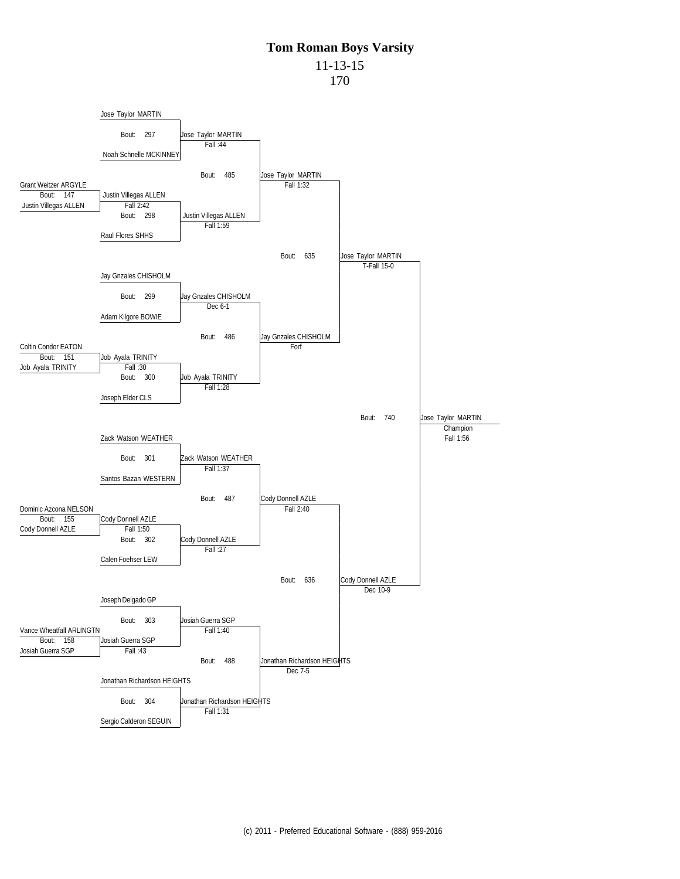# Tom Roman Boys Varsity

11-13-15

170

**Pre-Round (Bouts 147, 151, 155, 158)**

- Bout: 147 — Grant Weitzer ARGYLE vs Justin Villegas ALLEN — Winner: Justin Villegas ALLEN, Fall 2:42
- Bout: 151 — Coltin Condor EATON vs Job Ayala TRINITY — Winner: Job Ayala TRINITY, Fall :30
- Bout: 155 — Dominic Azcona NELSON vs Cody Donnell AZLE — Winner: Cody Donnell AZLE, Fall 1:50
- Bout: 158 — Vance Wheatfall ARLINGTN vs Josiah Guerra SGP — Winner: Josiah Guerra SGP, Fall :43

**First Round**

- Bout: 297 — Jose Taylor MARTIN vs Noah Schnelle MCKINNEY — Winner: Jose Taylor MARTIN, Fall :44
- Bout: 298 — Justin Villegas ALLEN vs Raul Flores SHHS — Winner: Justin Villegas ALLEN, Fall 1:59
- Bout: 299 — Jay Gnzales CHISHOLM vs Adam Kilgore BOWIE — Winner: Jay Gnzales CHISHOLM, Dec 6-1
- Bout: 300 — Job Ayala TRINITY vs Joseph Elder CLS — Winner: Job Ayala TRINITY, Fall 1:28
- Bout: 301 — Zack Watson WEATHER vs Santos Bazan WESTERN — Winner: Zack Watson WEATHER, Fall 1:37
- Bout: 302 — Cody Donnell AZLE vs Calen Foehser LEW — Winner: Cody Donnell AZLE, Fall :27
- Bout: 303 — Joseph Delgado GP vs Josiah Guerra SGP — Winner: Josiah Guerra SGP, Fall 1:40
- Bout: 304 — Jonathan Richardson HEIGHTS vs Sergio Calderon SEGUIN — Winner: Jonathan Richardson HEIGHTS, Fall 1:31

**Quarterfinals**

- Bout: 485 — Jose Taylor MARTIN vs Justin Villegas ALLEN — Winner: Jose Taylor MARTIN, Fall 1:32
- Bout: 486 — Jay Gnzales CHISHOLM vs Job Ayala TRINITY — Winner: Jay Gnzales CHISHOLM, Forf
- Bout: 487 — Zack Watson WEATHER vs Cody Donnell AZLE — Winner: Cody Donnell AZLE, Fall 2:40
- Bout: 488 — Josiah Guerra SGP vs Jonathan Richardson HEIGHTS — Winner: Jonathan Richardson HEIGHTS, Dec 7-5

**Semifinals**

- Bout: 635 — Jose Taylor MARTIN vs Jay Gnzales CHISHOLM — Winner: Jose Taylor MARTIN, T-Fall 15-0
- Bout: 636 — Cody Donnell AZLE vs Jonathan Richardson HEIGHTS — Winner: Cody Donnell AZLE, Dec 10-9

**Final**

- Bout: 740 — Jose Taylor MARTIN vs Cody Donnell AZLE — Jose Taylor MARTIN, Champion, Fall 1:56

(c) 2011 - Preferred Educational Software - (888) 959-2016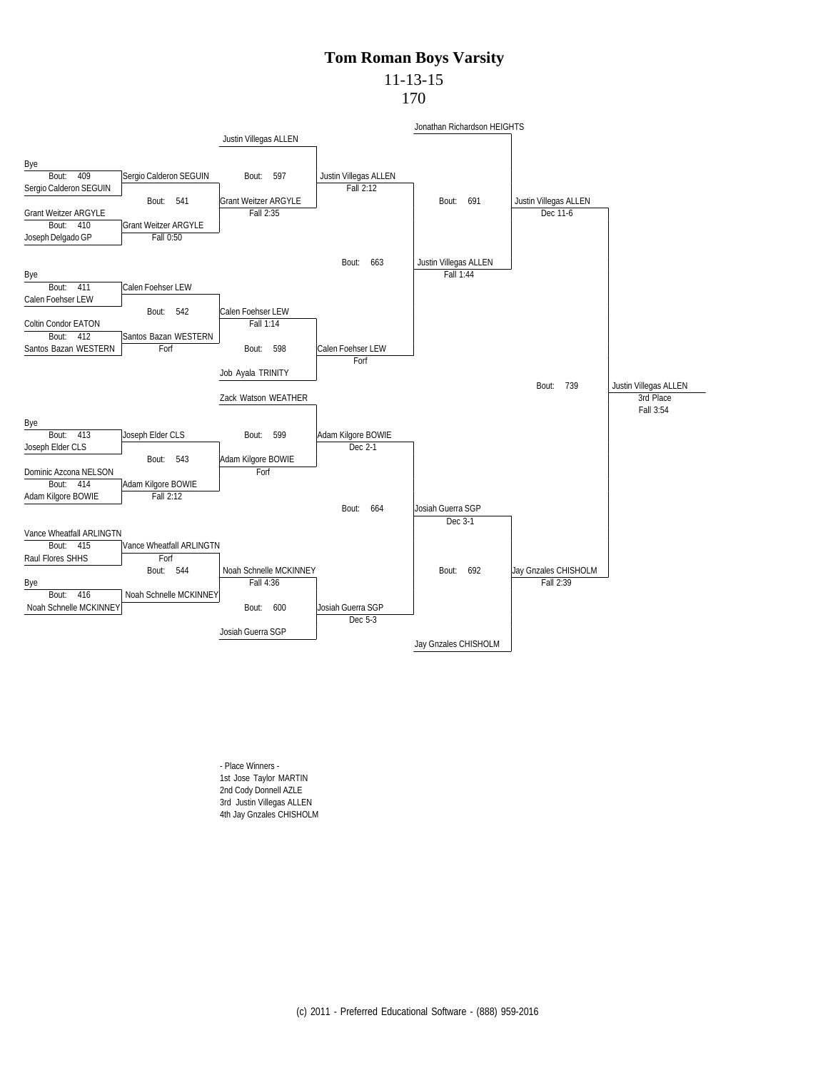# Tom Roman Boys Varsity

11-13-15

170

**Consolation Bracket – First Round**

| Bout | Wrestler 1 | Wrestler 2 | Winner | Result |
|---|---|---|---|---|
| 409 | Bye | Sergio Calderon SEGUIN | Sergio Calderon SEGUIN | |
| 410 | Grant Weitzer ARGYLE | Joseph Delgado GP | Grant Weitzer ARGYLE | Fall 0:50 |
| 411 | Bye | Calen Foehser LEW | Calen Foehser LEW | |
| 412 | Coltin Condor EATON | Santos Bazan WESTERN | Santos Bazan WESTERN | Forf |
| 413 | Bye | Joseph Elder CLS | Joseph Elder CLS | |
| 414 | Dominic Azcona NELSON | Adam Kilgore BOWIE | Adam Kilgore BOWIE | Fall 2:12 |
| 415 | Vance Wheatfall ARLINGTN | Raul Flores SHHS | Vance Wheatfall ARLINGTN | Forf |
| 416 | Bye | Noah Schnelle MCKINNEY | Noah Schnelle MCKINNEY | |

**Second Round**

| Bout | Wrestler 1 | Wrestler 2 | Winner | Result |
|---|---|---|---|---|
| 541 | Sergio Calderon SEGUIN | Grant Weitzer ARGYLE | Grant Weitzer ARGYLE | Fall 2:35 |
| 542 | Calen Foehser LEW | Santos Bazan WESTERN | Calen Foehser LEW | Fall 1:14 |
| 543 | Joseph Elder CLS | Adam Kilgore BOWIE | Adam Kilgore BOWIE | Forf |
| 544 | Vance Wheatfall ARLINGTN | Noah Schnelle MCKINNEY | Noah Schnelle MCKINNEY | Fall 4:36 |

**Third Round**

| Bout | Wrestler 1 | Wrestler 2 | Winner | Result |
|---|---|---|---|---|
| 597 | Justin Villegas ALLEN | Grant Weitzer ARGYLE | Justin Villegas ALLEN | Fall 2:12 |
| 598 | Calen Foehser LEW | Job Ayala TRINITY | Calen Foehser LEW | Forf |
| 599 | Zack Watson WEATHER | Adam Kilgore BOWIE | Adam Kilgore BOWIE | Dec 2-1 |
| 600 | Noah Schnelle MCKINNEY | Josiah Guerra SGP | Josiah Guerra SGP | Dec 5-3 |

**Fourth Round**

| Bout | Wrestler 1 | Wrestler 2 | Winner | Result |
|---|---|---|---|---|
| 663 | Justin Villegas ALLEN | Calen Foehser LEW | Justin Villegas ALLEN | Fall 1:44 |
| 664 | Adam Kilgore BOWIE | Josiah Guerra SGP | Josiah Guerra SGP | Dec 3-1 |

**Consolation Semifinals**

| Bout | Wrestler 1 | Wrestler 2 | Winner | Result |
|---|---|---|---|---|
| 691 | Jonathan Richardson HEIGHTS | Justin Villegas ALLEN | Justin Villegas ALLEN | Dec 11-6 |
| 692 | Josiah Guerra SGP | Jay Gnzales CHISHOLM | Jay Gnzales CHISHOLM | Fall 2:39 |

**3rd Place**

| Bout | Wrestler 1 | Wrestler 2 | Winner | Result |
|---|---|---|---|---|
| 739 | Justin Villegas ALLEN | Jay Gnzales CHISHOLM | Justin Villegas ALLEN | 3rd Place Fall 3:54 |

- Place Winners -

1st Jose Taylor MARTIN

2nd Cody Donnell AZLE

3rd Justin Villegas ALLEN

4th Jay Gnzales CHISHOLM

(c) 2011 - Preferred Educational Software - (888) 959-2016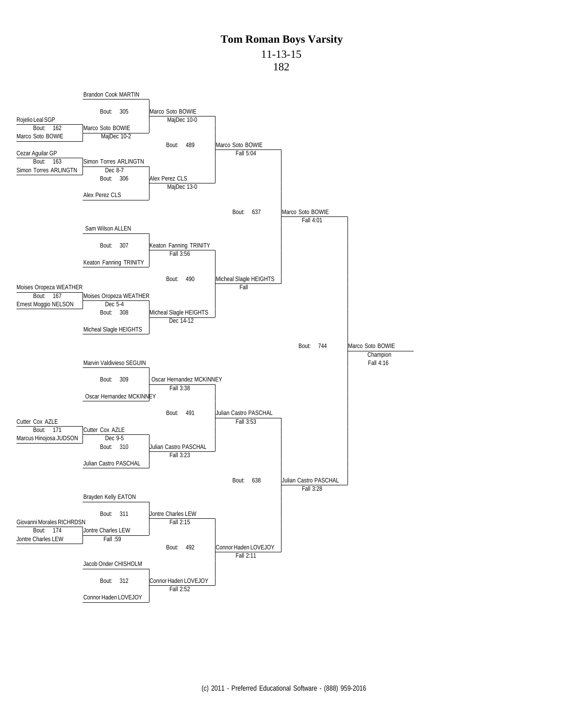# Tom Roman Boys Varsity

11-13-15

182

**Preliminary Round**

| Bout | Wrestler 1 | Wrestler 2 | Winner | Result |
|---|---|---|---|---|
| 162 | Rojelio Leal SGP | Marco Soto BOWIE | Marco Soto BOWIE | MajDec 10-2 |
| 163 | Cezar Aguilar GP | Simon Torres ARLINGTN | Simon Torres ARLINGTN | Dec 8-7 |
| 167 | Moises Oropeza WEATHER | Ernest Moggio NELSON | Moises Oropeza WEATHER | Dec 5-4 |
| 171 | Cutter Cox AZLE | Marcus Hinojosa JUDSON | Cutter Cox AZLE | Dec 9-5 |
| 174 | Giovanni Morales RICHRDSN | Jontre Charles LEW | Jontre Charles LEW | Fall :59 |

**First Round**

| Bout | Wrestler 1 | Wrestler 2 | Winner | Result |
|---|---|---|---|---|
| 305 | Brandon Cook MARTIN | Marco Soto BOWIE | Marco Soto BOWIE | MajDec 10-0 |
| 306 | Simon Torres ARLINGTN | Alex Perez CLS | Alex Perez CLS | MajDec 13-0 |
| 307 | Sam Wilson ALLEN | Keaton Fanning TRINITY | Keaton Fanning TRINITY | Fall 3:56 |
| 308 | Moises Oropeza WEATHER | Micheal Slagle HEIGHTS | Micheal Slagle HEIGHTS | Dec 14-12 |
| 309 | Marvin Valdivieso SEGUIN | Oscar Hernandez MCKINNEY | Oscar Hernandez MCKINNEY | Fall 3:38 |
| 310 | Cutter Cox AZLE | Julian Castro PASCHAL | Julian Castro PASCHAL | Fall 3:23 |
| 311 | Brayden Kelly EATON | Jontre Charles LEW | Jontre Charles LEW | Fall 2:15 |
| 312 | Jacob Onder CHISHOLM | Connor Haden LOVEJOY | Connor Haden LOVEJOY | Fall 2:52 |

**Quarterfinals**

| Bout | Wrestler 1 | Wrestler 2 | Winner | Result |
|---|---|---|---|---|
| 489 | Marco Soto BOWIE | Alex Perez CLS | Marco Soto BOWIE | Fall 5:04 |
| 490 | Keaton Fanning TRINITY | Micheal Slagle HEIGHTS | Micheal Slagle HEIGHTS | Fall |
| 491 | Oscar Hernandez MCKINNEY | Julian Castro PASCHAL | Julian Castro PASCHAL | Fall 3:53 |
| 492 | Jontre Charles LEW | Connor Haden LOVEJOY | Connor Haden LOVEJOY | Fall 2:11 |

**Semifinals**

| Bout | Wrestler 1 | Wrestler 2 | Winner | Result |
|---|---|---|---|---|
| 637 | Marco Soto BOWIE | Micheal Slagle HEIGHTS | Marco Soto BOWIE | Fall 4:01 |
| 638 | Julian Castro PASCHAL | Connor Haden LOVEJOY | Julian Castro PASCHAL | Fall 3:28 |

**Final**

| Bout | Wrestler 1 | Wrestler 2 | Winner | Result |
|---|---|---|---|---|
| 744 | Marco Soto BOWIE | Julian Castro PASCHAL | Marco Soto BOWIE (Champion) | Fall 4:16 |

(c) 2011 - Preferred Educational Software - (888) 959-2016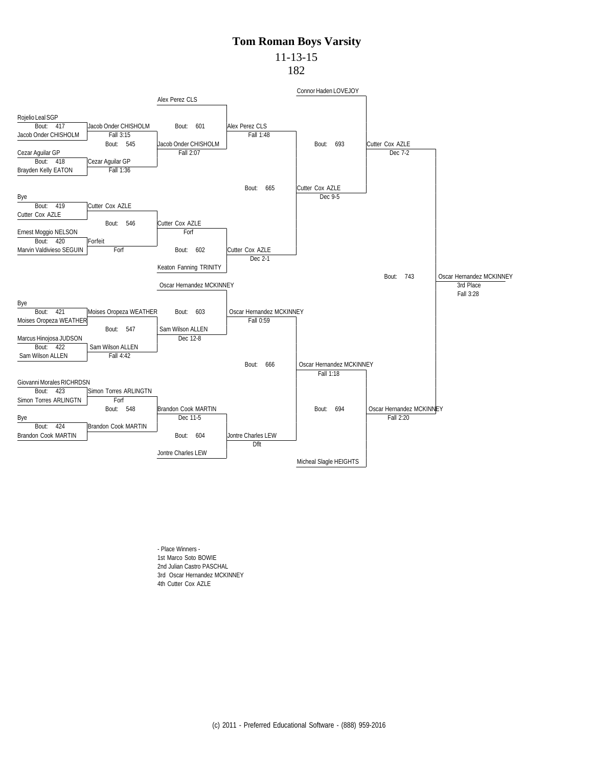# Tom Roman Boys Varsity

11-13-15

182

**Consolation Bracket**

| Bout | Wrestler 1 | Wrestler 2 | Winner | Result |
|---|---|---|---|---|
| 417 | Rojelio Leal SGP | Jacob Onder CHISHOLM | Jacob Onder CHISHOLM | Fall 3:15 |
| 418 | Cezar Aguilar GP | Brayden Kelly EATON | Cezar Aguilar GP | Fall 1:36 |
| 419 | Bye | Cutter Cox AZLE | Cutter Cox AZLE | |
| 420 | Ernest Moggio NELSON | Marvin Valdivieso SEGUIN | Forfeit | Forf |
| 421 | Bye | Moises Oropeza WEATHER | Moises Oropeza WEATHER | |
| 422 | Marcus Hinojosa JUDSON | Sam Wilson ALLEN | Sam Wilson ALLEN | Fall 4:42 |
| 423 | Giovanni Morales RICHRDSN | Simon Torres ARLINGTN | Simon Torres ARLINGTN | Forf |
| 424 | Bye | Brandon Cook MARTIN | Brandon Cook MARTIN | |
| 545 | Jacob Onder CHISHOLM | Cezar Aguilar GP | Jacob Onder CHISHOLM | Fall 2:07 |
| 546 | Cutter Cox AZLE | Forfeit | Cutter Cox AZLE | Forf |
| 547 | Moises Oropeza WEATHER | Sam Wilson ALLEN | Sam Wilson ALLEN | Dec 12-8 |
| 548 | Simon Torres ARLINGTN | Brandon Cook MARTIN | Brandon Cook MARTIN | Dec 11-5 |
| 601 | Alex Perez CLS | Jacob Onder CHISHOLM | Alex Perez CLS | Fall 1:48 |
| 602 | Cutter Cox AZLE | Keaton Fanning TRINITY | Cutter Cox AZLE | Dec 2-1 |
| 603 | Oscar Hernandez MCKINNEY | Sam Wilson ALLEN | Oscar Hernandez MCKINNEY | Fall 0:59 |
| 604 | Brandon Cook MARTIN | Jontre Charles LEW | Jontre Charles LEW | Dflt |
| 665 | Alex Perez CLS | Cutter Cox AZLE | Cutter Cox AZLE | Dec 9-5 |
| 666 | Oscar Hernandez MCKINNEY | Jontre Charles LEW | Oscar Hernandez MCKINNEY | Fall 1:18 |
| 693 | Connor Haden LOVEJOY | Cutter Cox AZLE | Cutter Cox AZLE | Dec 7-2 |
| 694 | Oscar Hernandez MCKINNEY | Micheal Slagle HEIGHTS | Oscar Hernandez MCKINNEY | Fall 2:20 |
| 743 | Cutter Cox AZLE | Oscar Hernandez MCKINNEY | Oscar Hernandez MCKINNEY (3rd Place) | Fall 3:28 |

- Place Winners -

1st Marco Soto BOWIE
2nd Julian Castro PASCHAL
3rd Oscar Hernandez MCKINNEY
4th Cutter Cox AZLE

(c) 2011 - Preferred Educational Software - (888) 959-2016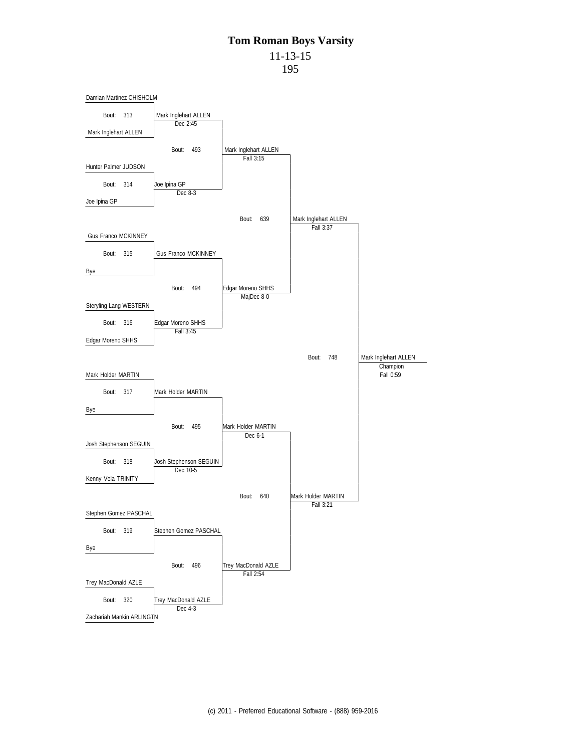# Tom Roman Boys Varsity

11-13-15

195

## First Round

| Bout | Wrestler 1 | Wrestler 2 | Winner | Result |
|---|---|---|---|---|
| 313 | Damian Martinez CHISHOLM | Mark Inglehart ALLEN | Mark Inglehart ALLEN | Dec 2:45 |
| 314 | Hunter Palmer JUDSON | Joe Ipina GP | Joe Ipina GP | Dec 8-3 |
| 315 | Gus Franco MCKINNEY | Bye | Gus Franco MCKINNEY | |
| 316 | Steryling Lang WESTERN | Edgar Moreno SHHS | Edgar Moreno SHHS | Fall 3:45 |
| 317 | Mark Holder MARTIN | Bye | Mark Holder MARTIN | |
| 318 | Josh Stephenson SEGUIN | Kenny Vela TRINITY | Josh Stephenson SEGUIN | Dec 10-5 |
| 319 | Stephen Gomez PASCHAL | Bye | Stephen Gomez PASCHAL | |
| 320 | Trey MacDonald AZLE | Zachariah Mankin ARLINGTN | Trey MacDonald AZLE | Dec 4-3 |

## Quarterfinals

| Bout | Winner | Result |
|---|---|---|
| 493 | Mark Inglehart ALLEN | Fall 3:15 |
| 494 | Edgar Moreno SHHS | MajDec 8-0 |
| 495 | Mark Holder MARTIN | Dec 6-1 |
| 496 | Trey MacDonald AZLE | Fall 2:54 |

## Semifinals

| Bout | Winner | Result |
|---|---|---|
| 639 | Mark Inglehart ALLEN | Fall 3:37 |
| 640 | Mark Holder MARTIN | Fall 3:21 |

## Final

| Bout | Winner | Result |
|---|---|---|
| 748 | Mark Inglehart ALLEN (Champion) | Fall 0:59 |

(c) 2011 - Preferred Educational Software - (888) 959-2016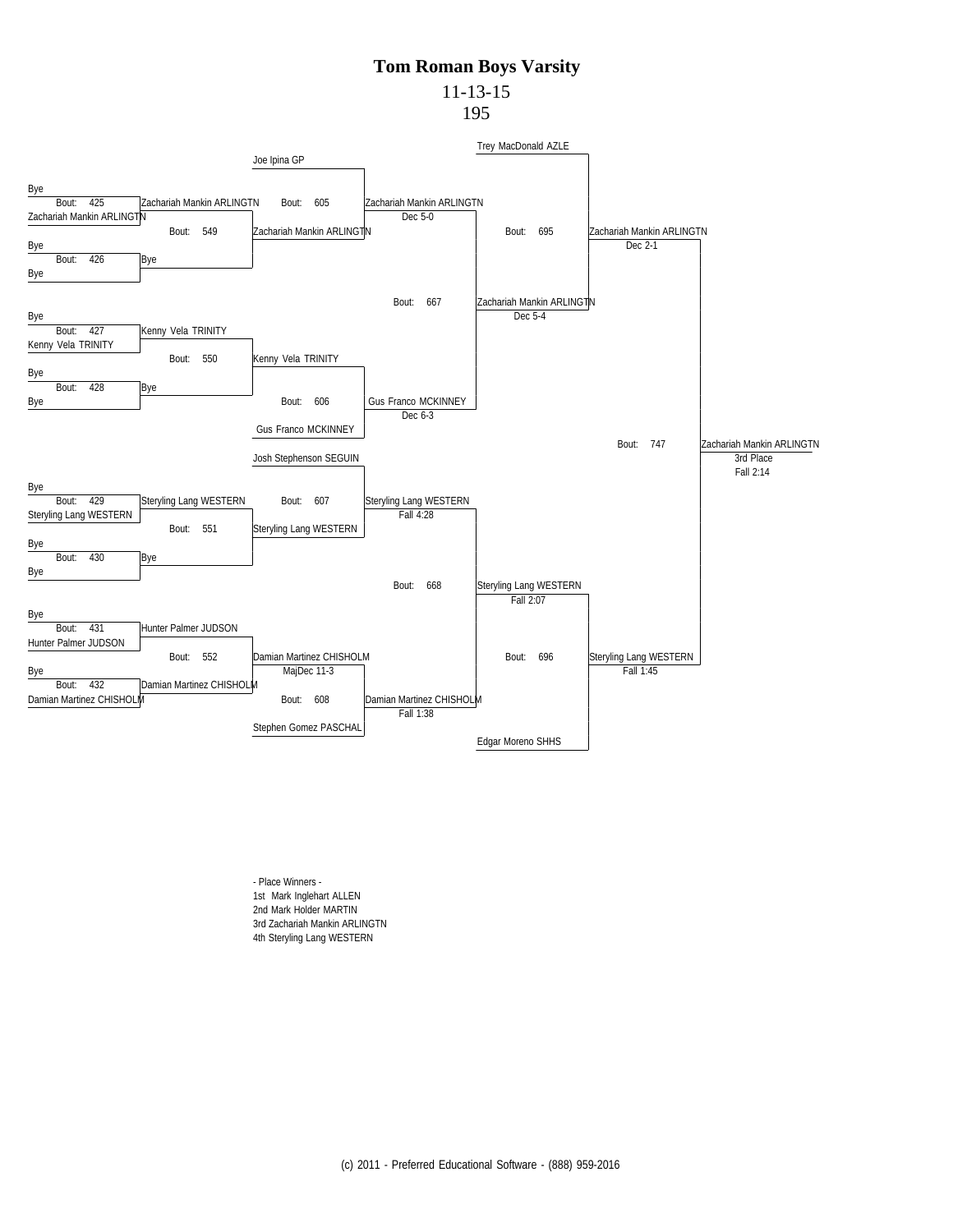# Tom Roman Boys Varsity

11-13-15

195

**Consolation Bracket**

| Round | Bout | Wrestlers | Winner | Result |
|---|---|---|---|---|
| 1 | 425 | Bye vs Zachariah Mankin ARLINGTN | Zachariah Mankin ARLINGTN | |
| 1 | 426 | Bye vs Bye | Bye | |
| 1 | 427 | Bye vs Kenny Vela TRINITY | Kenny Vela TRINITY | |
| 1 | 428 | Bye vs Bye | Bye | |
| 1 | 429 | Bye vs Steryling Lang WESTERN | Steryling Lang WESTERN | |
| 1 | 430 | Bye vs Bye | Bye | |
| 1 | 431 | Bye vs Hunter Palmer JUDSON | Hunter Palmer JUDSON | |
| 1 | 432 | Bye vs Damian Martinez CHISHOLM | Damian Martinez CHISHOLM | |
| 2 | 549 | Zachariah Mankin ARLINGTN vs Bye | Zachariah Mankin ARLINGTN | |
| 2 | 550 | Kenny Vela TRINITY vs Bye | Kenny Vela TRINITY | |
| 2 | 551 | Steryling Lang WESTERN vs Bye | Steryling Lang WESTERN | |
| 2 | 552 | Hunter Palmer JUDSON vs Damian Martinez CHISHOLM | Damian Martinez CHISHOLM | MajDec 11-3 |
| 3 | 605 | Joe Ipina GP vs Zachariah Mankin ARLINGTN | Zachariah Mankin ARLINGTN | Dec 5-0 |
| 3 | 606 | Kenny Vela TRINITY vs Gus Franco MCKINNEY | Gus Franco MCKINNEY | Dec 6-3 |
| 3 | 607 | Josh Stephenson SEGUIN vs Steryling Lang WESTERN | Steryling Lang WESTERN | Fall 4:28 |
| 3 | 608 | Damian Martinez CHISHOLM vs Stephen Gomez PASCHAL | Damian Martinez CHISHOLM | Fall 1:38 |
| 4 | 667 | Zachariah Mankin ARLINGTN vs Gus Franco MCKINNEY | Zachariah Mankin ARLINGTN | Dec 5-4 |
| 4 | 668 | Steryling Lang WESTERN vs Damian Martinez CHISHOLM | Steryling Lang WESTERN | Fall 2:07 |
| 5 | 695 | Trey MacDonald AZLE vs Zachariah Mankin ARLINGTN | Zachariah Mankin ARLINGTN | Dec 2-1 |
| 5 | 696 | Steryling Lang WESTERN vs Edgar Moreno SHHS | Steryling Lang WESTERN | Fall 1:45 |
| 3rd Place | 747 | Zachariah Mankin ARLINGTN vs Steryling Lang WESTERN | Zachariah Mankin ARLINGTN | Fall 2:14 |

- Place Winners -

1st Mark Inglehart ALLEN

2nd Mark Holder MARTIN

3rd Zachariah Mankin ARLINGTN

4th Steryling Lang WESTERN

(c) 2011 - Preferred Educational Software - (888) 959-2016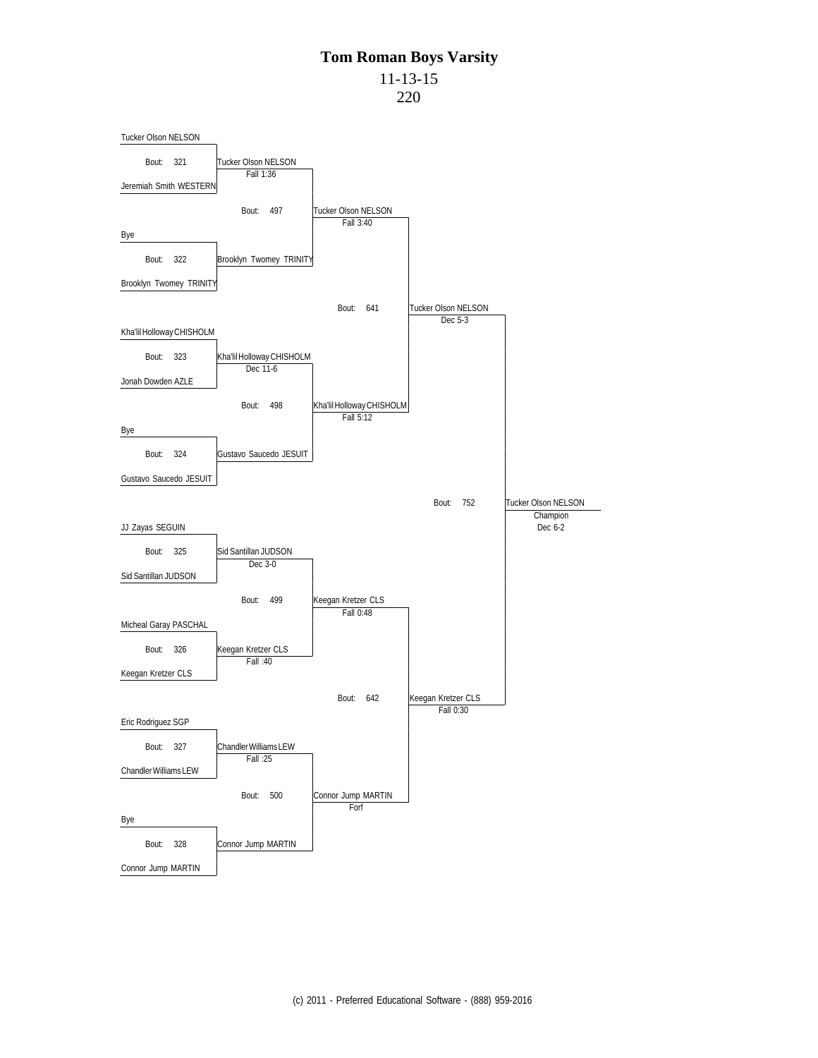# Tom Roman Boys Varsity

11-13-15

220

## Round 1

| Bout | Wrestler 1 | Wrestler 2 | Winner | Result |
|---|---|---|---|---|
| 321 | Tucker Olson NELSON | Jeremiah Smith WESTERN | Tucker Olson NELSON | Fall 1:36 |
| 322 | Bye | Brooklyn Twomey TRINITY | Brooklyn Twomey TRINITY | |
| 323 | Kha'lil Holloway CHISHOLM | Jonah Dowden AZLE | Kha'lil Holloway CHISHOLM | Dec 11-6 |
| 324 | Bye | Gustavo Saucedo JESUIT | Gustavo Saucedo JESUIT | |
| 325 | JJ Zayas SEGUIN | Sid Santillan JUDSON | Sid Santillan JUDSON | Dec 3-0 |
| 326 | Micheal Garay PASCHAL | Keegan Kretzer CLS | Keegan Kretzer CLS | Fall :40 |
| 327 | Eric Rodriguez SGP | Chandler Williams LEW | Chandler Williams LEW | Fall :25 |
| 328 | Bye | Connor Jump MARTIN | Connor Jump MARTIN | |

## Round 2

| Bout | Winner | Result |
|---|---|---|
| 497 | Tucker Olson NELSON | Fall 3:40 |
| 498 | Kha'lil Holloway CHISHOLM | Fall 5:12 |
| 499 | Keegan Kretzer CLS | Fall 0:48 |
| 500 | Connor Jump MARTIN | Forf |

## Semifinals

| Bout | Winner | Result |
|---|---|---|
| 641 | Tucker Olson NELSON | Dec 5-3 |
| 642 | Keegan Kretzer CLS | Fall 0:30 |

## Final

| Bout | Winner | Result |
|---|---|---|
| 752 | Tucker Olson NELSON | Champion, Dec 6-2 |

(c) 2011 - Preferred Educational Software - (888) 959-2016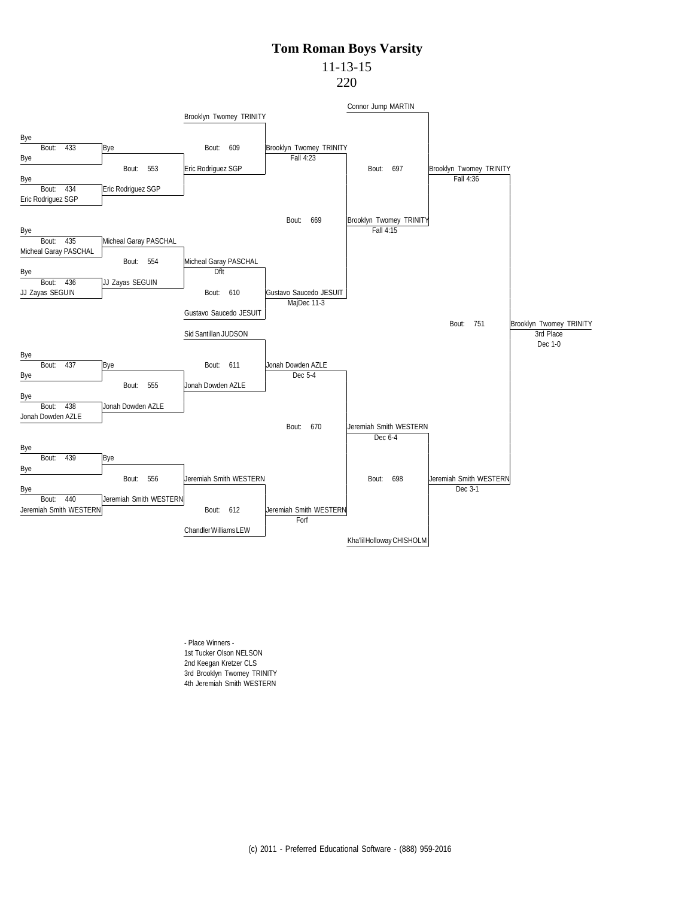# Tom Roman Boys Varsity

11-13-15

220

**Consolation Bracket**

| Bout | Wrestler 1 | Wrestler 2 | Winner | Result |
| --- | --- | --- | --- | --- |
| 433 | Bye | Bye | Bye | |
| 434 | Bye | Eric Rodriguez SGP | Eric Rodriguez SGP | |
| 435 | Bye | Micheal Garay PASCHAL | Micheal Garay PASCHAL | |
| 436 | Bye | JJ Zayas SEGUIN | JJ Zayas SEGUIN | |
| 437 | Bye | Bye | Bye | |
| 438 | Bye | Jonah Dowden AZLE | Jonah Dowden AZLE | |
| 439 | Bye | Bye | Bye | |
| 440 | Bye | Jeremiah Smith WESTERN | Jeremiah Smith WESTERN | |
| 553 | Bye | Eric Rodriguez SGP | Eric Rodriguez SGP | |
| 554 | Micheal Garay PASCHAL | JJ Zayas SEGUIN | Micheal Garay PASCHAL | Dflt |
| 555 | Bye | Jonah Dowden AZLE | Jonah Dowden AZLE | |
| 556 | Bye | Jeremiah Smith WESTERN | Jeremiah Smith WESTERN | |
| 609 | Brooklyn Twomey TRINITY | Eric Rodriguez SGP | Brooklyn Twomey TRINITY | Fall 4:23 |
| 610 | Micheal Garay PASCHAL | Gustavo Saucedo JESUIT | Gustavo Saucedo JESUIT | MajDec 11-3 |
| 611 | Sid Santillan JUDSON | Jonah Dowden AZLE | Jonah Dowden AZLE | Dec 5-4 |
| 612 | Jeremiah Smith WESTERN | Chandler Williams LEW | Jeremiah Smith WESTERN | Forf |
| 669 | Brooklyn Twomey TRINITY | Gustavo Saucedo JESUIT | Brooklyn Twomey TRINITY | Fall 4:15 |
| 670 | Jonah Dowden AZLE | Jeremiah Smith WESTERN | Jeremiah Smith WESTERN | Dec 6-4 |
| 697 | Connor Jump MARTIN | Brooklyn Twomey TRINITY | Brooklyn Twomey TRINITY | Fall 4:36 |
| 698 | Jeremiah Smith WESTERN | Kha'lil Holloway CHISHOLM | Jeremiah Smith WESTERN | Dec 3-1 |
| 751 | Brooklyn Twomey TRINITY | Jeremiah Smith WESTERN | Brooklyn Twomey TRINITY (3rd Place) | Dec 1-0 |

- Place Winners -

1st Tucker Olson NELSON
2nd Keegan Kretzer CLS
3rd Brooklyn Twomey TRINITY
4th Jeremiah Smith WESTERN

(c) 2011 - Preferred Educational Software - (888) 959-2016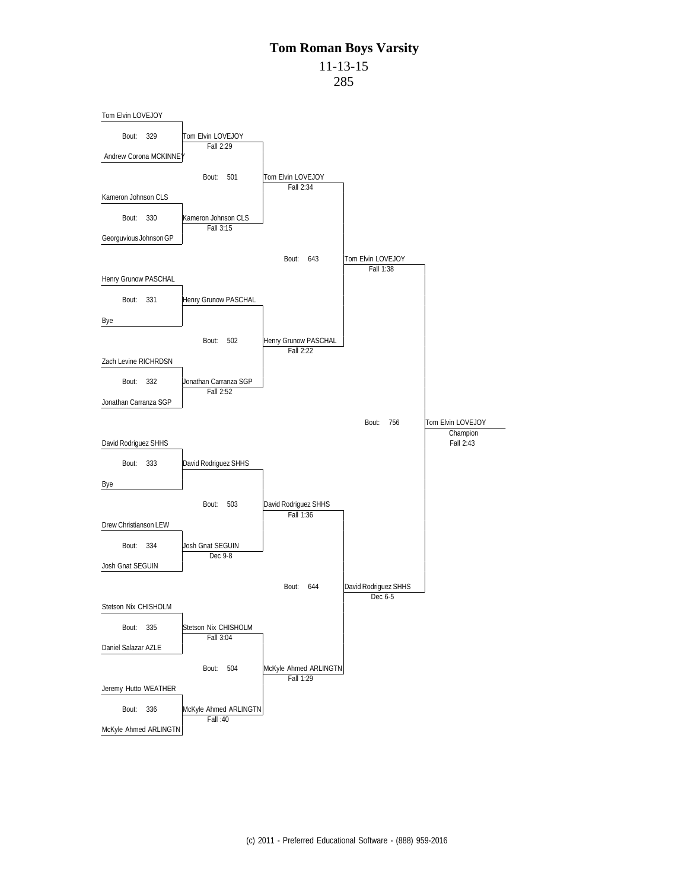# Tom Roman Boys Varsity

11-13-15

285

**First Round**

- Bout: 329 — Tom Elvin LOVEJOY vs. Andrew Corona MCKINNEY — Winner: Tom Elvin LOVEJOY, Fall 2:29
- Bout: 330 — Kameron Johnson CLS vs. Georguvious Johnson GP — Winner: Kameron Johnson CLS, Fall 3:15
- Bout: 331 — Henry Grunow PASCHAL vs. Bye — Winner: Henry Grunow PASCHAL
- Bout: 332 — Zach Levine RICHRDSN vs. Jonathan Carranza SGP — Winner: Jonathan Carranza SGP, Fall 2:52
- Bout: 333 — David Rodriguez SHHS vs. Bye — Winner: David Rodriguez SHHS
- Bout: 334 — Drew Christianson LEW vs. Josh Gnat SEGUIN — Winner: Josh Gnat SEGUIN, Dec 9-8
- Bout: 335 — Stetson Nix CHISHOLM vs. Daniel Salazar AZLE — Winner: Stetson Nix CHISHOLM, Fall 3:04
- Bout: 336 — Jeremy Hutto WEATHER vs. McKyle Ahmed ARLINGTN — Winner: McKyle Ahmed ARLINGTN, Fall :40

**Second Round**

- Bout: 501 — Winner: Tom Elvin LOVEJOY, Fall 2:34
- Bout: 502 — Winner: Henry Grunow PASCHAL, Fall 2:22
- Bout: 503 — Winner: David Rodriguez SHHS, Fall 1:36
- Bout: 504 — Winner: McKyle Ahmed ARLINGTN, Fall 1:29

**Semifinals**

- Bout: 643 — Winner: Tom Elvin LOVEJOY, Fall 1:38
- Bout: 644 — Winner: David Rodriguez SHHS, Dec 6-5

**Final**

- Bout: 756 — Tom Elvin LOVEJOY, Champion, Fall 2:43

(c) 2011 - Preferred Educational Software - (888) 959-2016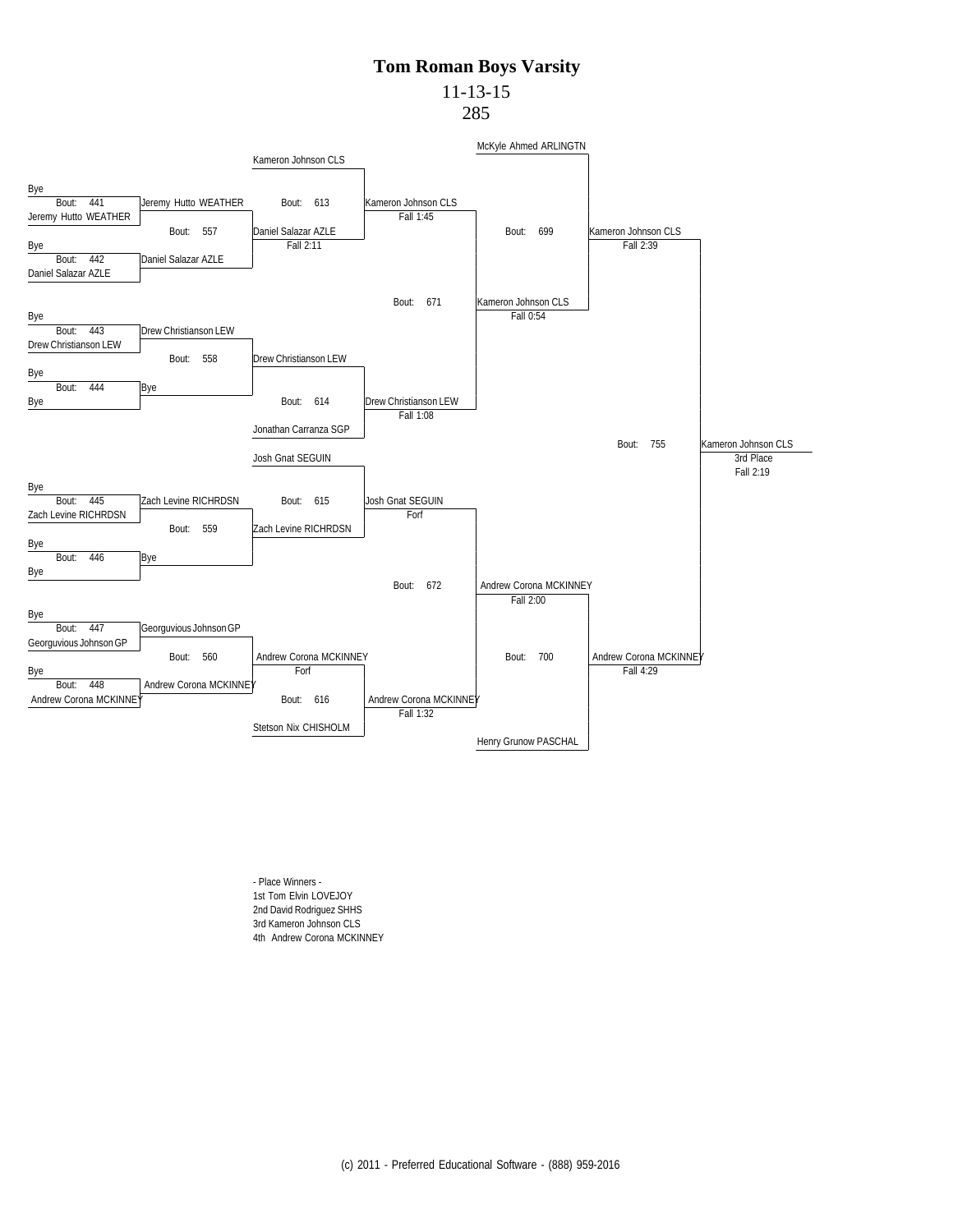# Tom Roman Boys Varsity

11-13-15

285

McKyle Ahmed ARLINGTN

Kameron Johnson CLS

Bye

Bout: 441 Jeremy Hutto WEATHER

Jeremy Hutto WEATHER

Bout: 613

Kameron Johnson CLS

Fall 1:45

Bout: 557

Daniel Salazar AZLE

Fall 2:11

Bout: 699

Kameron Johnson CLS

Fall 2:39

Bye

Bout: 442 Daniel Salazar AZLE

Daniel Salazar AZLE

Bout: 671

Kameron Johnson CLS

Fall 0:54

Bye

Bout: 443 Drew Christianson LEW

Drew Christianson LEW

Bout: 558

Drew Christianson LEW

Bye

Bout: 444 Bye

Bye

Bout: 614

Drew Christianson LEW

Fall 1:08

Jonathan Carranza SGP

Bout: 755

Kameron Johnson CLS

3rd Place

Fall 2:19

Josh Gnat SEGUIN

Bye

Bout: 445 Zach Levine RICHRDSN

Zach Levine RICHRDSN

Bout: 615

Josh Gnat SEGUIN

Forf

Bout: 559

Zach Levine RICHRDSN

Bye

Bout: 446 Bye

Bye

Bout: 672

Andrew Corona MCKINNEY

Fall 2:00

Bye

Bout: 447 Georguvious Johnson GP

Georguvious Johnson GP

Bout: 560

Andrew Corona MCKINNEY

Forf

Bout: 700

Andrew Corona MCKINNEY

Fall 4:29

Bye

Bout: 448 Andrew Corona MCKINNEY

Andrew Corona MCKINNEY

Bout: 616

Andrew Corona MCKINNEY

Fall 1:32

Stetson Nix CHISHOLM

Henry Grunow PASCHAL

- Place Winners -

1st Tom Elvin LOVEJOY

2nd David Rodriguez SHHS

3rd Kameron Johnson CLS

4th Andrew Corona MCKINNEY

(c) 2011 - Preferred Educational Software - (888) 959-2016